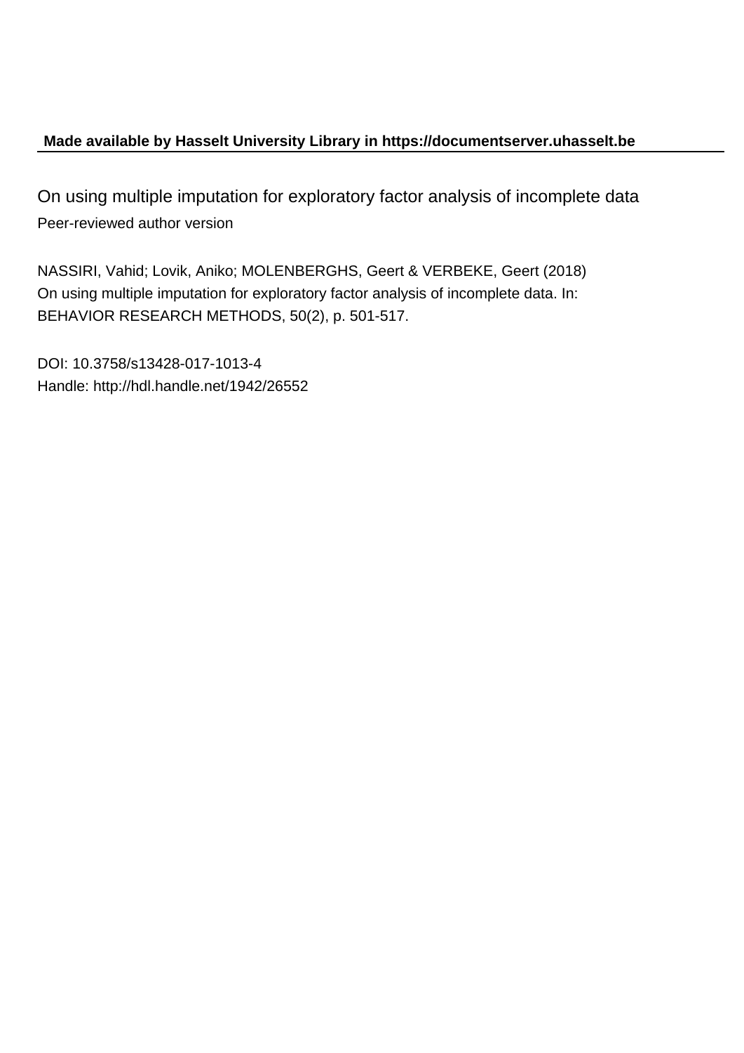**Made available by Hasselt University Library in https://documentserver.uhasselt.be**

On using multiple imputation for exploratory factor analysis of incomplete data

Peer-reviewed author version

NASSIRI, Vahid; Lovik, Aniko; MOLENBERGHS, Geert & VERBEKE, Geert (2018) On using multiple imputation for exploratory factor analysis of incomplete data. In: BEHAVIOR RESEARCH METHODS, 50(2), p. 501-517.

DOI: 10.3758/s13428-017-1013-4

Handle: http://hdl.handle.net/1942/26552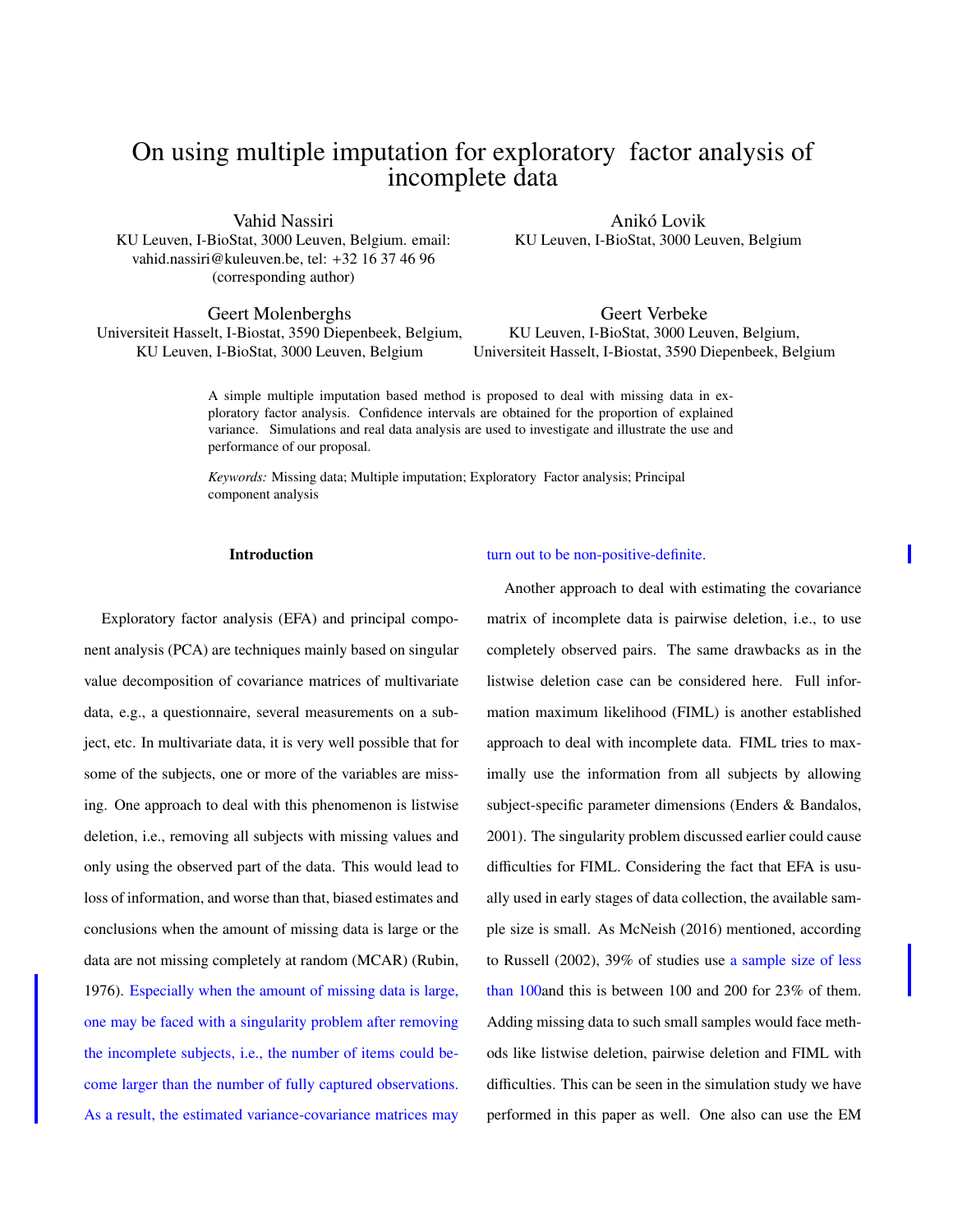# On using multiple imputation for exploratory factor analysis of incomplete data

Vahid Nassiri
KU Leuven, I-BioStat, 3000 Leuven, Belgium. email: vahid.nassiri@kuleuven.be, tel: +32 16 37 46 96 (corresponding author)

Anikó Lovik
KU Leuven, I-BioStat, 3000 Leuven, Belgium

Geert Molenberghs
Universiteit Hasselt, I-Biostat, 3590 Diepenbeek, Belgium, KU Leuven, I-BioStat, 3000 Leuven, Belgium

Geert Verbeke
KU Leuven, I-BioStat, 3000 Leuven, Belgium, Universiteit Hasselt, I-Biostat, 3590 Diepenbeek, Belgium

A simple multiple imputation based method is proposed to deal with missing data in exploratory factor analysis. Confidence intervals are obtained for the proportion of explained variance. Simulations and real data analysis are used to investigate and illustrate the use and performance of our proposal.

*Keywords:* Missing data; Multiple imputation; Exploratory Factor analysis; Principal component analysis

## Introduction

Exploratory factor analysis (EFA) and principal component analysis (PCA) are techniques mainly based on singular value decomposition of covariance matrices of multivariate data, e.g., a questionnaire, several measurements on a subject, etc. In multivariate data, it is very well possible that for some of the subjects, one or more of the variables are missing. One approach to deal with this phenomenon is listwise deletion, i.e., removing all subjects with missing values and only using the observed part of the data. This would lead to loss of information, and worse than that, biased estimates and conclusions when the amount of missing data is large or the data are not missing completely at random (MCAR) (Rubin, 1976). Especially when the amount of missing data is large, one may be faced with a singularity problem after removing the incomplete subjects, i.e., the number of items could become larger than the number of fully captured observations. As a result, the estimated variance-covariance matrices may turn out to be non-positive-definite.

Another approach to deal with estimating the covariance matrix of incomplete data is pairwise deletion, i.e., to use completely observed pairs. The same drawbacks as in the listwise deletion case can be considered here. Full information maximum likelihood (FIML) is another established approach to deal with incomplete data. FIML tries to maximally use the information from all subjects by allowing subject-specific parameter dimensions (Enders & Bandalos, 2001). The singularity problem discussed earlier could cause difficulties for FIML. Considering the fact that EFA is usually used in early stages of data collection, the available sample size is small. As McNeish (2016) mentioned, according to Russell (2002), 39% of studies use a sample size of less than 100and this is between 100 and 200 for 23% of them. Adding missing data to such small samples would face methods like listwise deletion, pairwise deletion and FIML with difficulties. This can be seen in the simulation study we have performed in this paper as well. One also can use the EM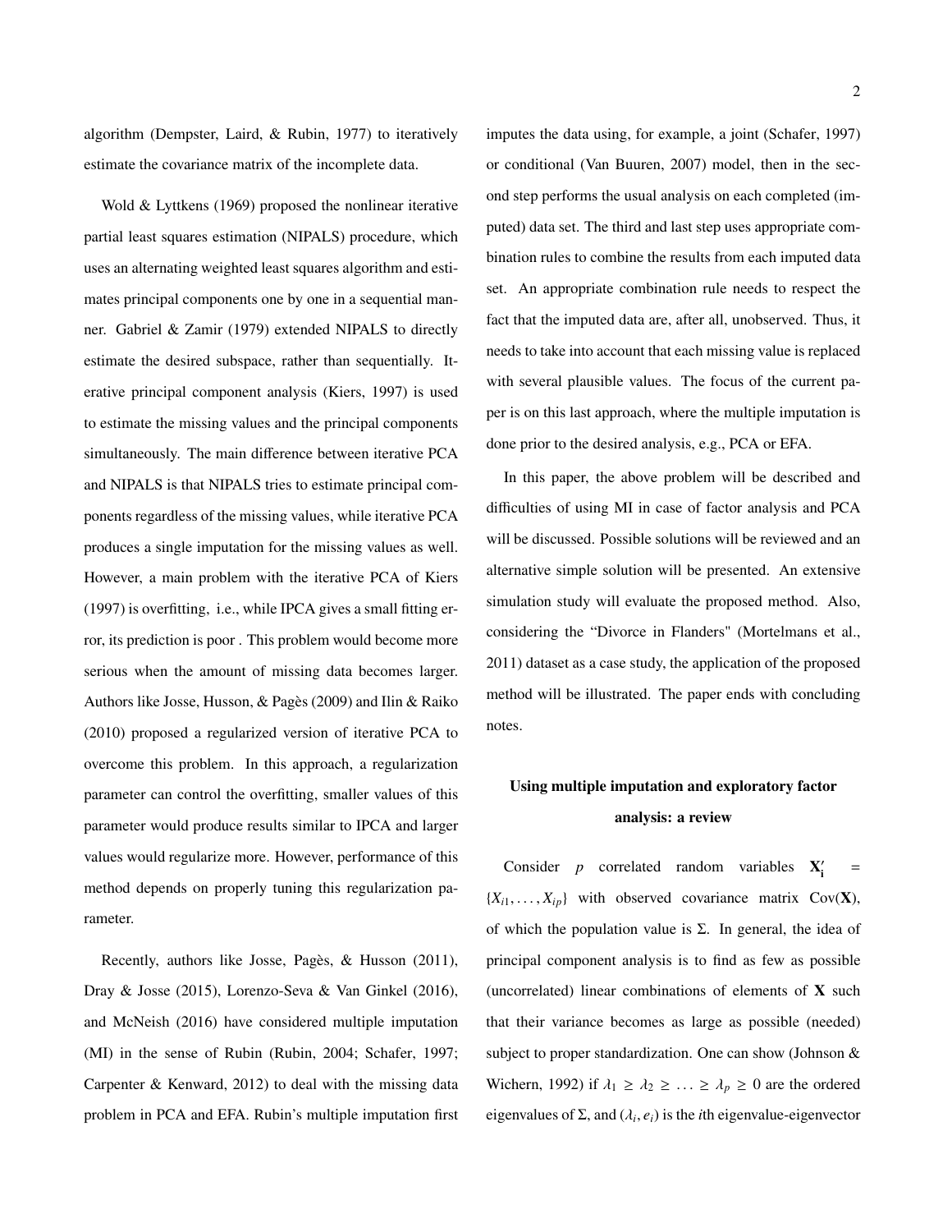algorithm (Dempster, Laird, & Rubin, 1977) to iteratively estimate the covariance matrix of the incomplete data.

Wold & Lyttkens (1969) proposed the nonlinear iterative partial least squares estimation (NIPALS) procedure, which uses an alternating weighted least squares algorithm and estimates principal components one by one in a sequential manner. Gabriel & Zamir (1979) extended NIPALS to directly estimate the desired subspace, rather than sequentially. Iterative principal component analysis (Kiers, 1997) is used to estimate the missing values and the principal components simultaneously. The main difference between iterative PCA and NIPALS is that NIPALS tries to estimate principal components regardless of the missing values, while iterative PCA produces a single imputation for the missing values as well. However, a main problem with the iterative PCA of Kiers (1997) is overfitting, i.e., while IPCA gives a small fitting error, its prediction is poor . This problem would become more serious when the amount of missing data becomes larger. Authors like Josse, Husson, & Pagès (2009) and Ilin & Raiko (2010) proposed a regularized version of iterative PCA to overcome this problem. In this approach, a regularization parameter can control the overfitting, smaller values of this parameter would produce results similar to IPCA and larger values would regularize more. However, performance of this method depends on properly tuning this regularization parameter.

Recently, authors like Josse, Pagès, & Husson (2011), Dray & Josse (2015), Lorenzo-Seva & Van Ginkel (2016), and McNeish (2016) have considered multiple imputation (MI) in the sense of Rubin (Rubin, 2004; Schafer, 1997; Carpenter & Kenward, 2012) to deal with the missing data problem in PCA and EFA. Rubin's multiple imputation first imputes the data using, for example, a joint (Schafer, 1997) or conditional (Van Buuren, 2007) model, then in the second step performs the usual analysis on each completed (imputed) data set. The third and last step uses appropriate combination rules to combine the results from each imputed data set. An appropriate combination rule needs to respect the fact that the imputed data are, after all, unobserved. Thus, it needs to take into account that each missing value is replaced with several plausible values. The focus of the current paper is on this last approach, where the multiple imputation is done prior to the desired analysis, e.g., PCA or EFA.

In this paper, the above problem will be described and difficulties of using MI in case of factor analysis and PCA will be discussed. Possible solutions will be reviewed and an alternative simple solution will be presented. An extensive simulation study will evaluate the proposed method. Also, considering the "Divorce in Flanders" (Mortelmans et al., 2011) dataset as a case study, the application of the proposed method will be illustrated. The paper ends with concluding notes.

## Using multiple imputation and exploratory factor analysis: a review

Consider $p$ correlated random variables $\mathbf{X}_\mathbf{i}' = \{X_{i1}, \ldots, X_{ip}\}$ with observed covariance matrix $\text{Cov}(\mathbf{X})$, of which the population value is $\Sigma$. In general, the idea of principal component analysis is to find as few as possible (uncorrelated) linear combinations of elements of $\mathbf{X}$ such that their variance becomes as large as possible (needed) subject to proper standardization. One can show (Johnson & Wichern, 1992) if $\lambda_1 \geq \lambda_2 \geq \ldots \geq \lambda_p \geq 0$ are the ordered eigenvalues of $\Sigma$, and $(\lambda_i, e_i)$ is the $i$th eigenvalue-eigenvector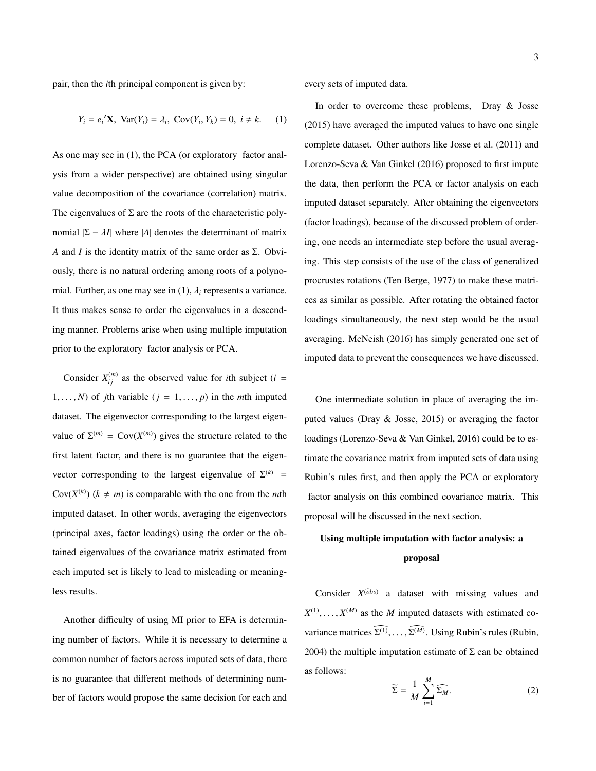pair, then the $i$th principal component is given by:

$$Y_i = e_i{}'\mathbf{X},\ \mathrm{Var}(Y_i) = \lambda_i,\ \mathrm{Cov}(Y_i, Y_k) = 0,\ i \neq k. \quad (1)$$

As one may see in (1), the PCA (or exploratory factor analysis from a wider perspective) are obtained using singular value decomposition of the covariance (correlation) matrix. The eigenvalues of $\Sigma$ are the roots of the characteristic polynomial $|\Sigma - \lambda I|$ where $|A|$ denotes the determinant of matrix $A$ and $I$ is the identity matrix of the same order as $\Sigma$. Obviously, there is no natural ordering among roots of a polynomial. Further, as one may see in (1), $\lambda_i$ represents a variance. It thus makes sense to order the eigenvalues in a descending manner. Problems arise when using multiple imputation prior to the exploratory factor analysis or PCA.

Consider $X_{ij}^{(m)}$ as the observed value for $i$th subject ($i = 1, \ldots, N$) of $j$th variable ($j = 1, \ldots, p$) in the $m$th imputed dataset. The eigenvector corresponding to the largest eigenvalue of $\Sigma^{(m)} = \mathrm{Cov}(X^{(m)})$ gives the structure related to the first latent factor, and there is no guarantee that the eigenvector corresponding to the largest eigenvalue of $\Sigma^{(k)} = \mathrm{Cov}(X^{(k)})$ ($k \neq m$) is comparable with the one from the $m$th imputed dataset. In other words, averaging the eigenvectors (principal axes, factor loadings) using the order or the obtained eigenvalues of the covariance matrix estimated from each imputed set is likely to lead to misleading or meaningless results.

Another difficulty of using MI prior to EFA is determining number of factors. While it is necessary to determine a common number of factors across imputed sets of data, there is no guarantee that different methods of determining number of factors would propose the same decision for each and every sets of imputed data.

In order to overcome these problems, Dray & Josse (2015) have averaged the imputed values to have one single complete dataset. Other authors like Josse et al. (2011) and Lorenzo-Seva & Van Ginkel (2016) proposed to first impute the data, then perform the PCA or factor analysis on each imputed dataset separately. After obtaining the eigenvectors (factor loadings), because of the discussed problem of ordering, one needs an intermediate step before the usual averaging. This step consists of the use of the class of generalized procrustes rotations (Ten Berge, 1977) to make these matrices as similar as possible. After rotating the obtained factor loadings simultaneously, the next step would be the usual averaging. McNeish (2016) has simply generated one set of imputed data to prevent the consequences we have discussed.

One intermediate solution in place of averaging the imputed values (Dray & Josse, 2015) or averaging the factor loadings (Lorenzo-Seva & Van Ginkel, 2016) could be to estimate the covariance matrix from imputed sets of data using Rubin's rules first, and then apply the PCA or exploratory factor analysis on this combined covariance matrix. This proposal will be discussed in the next section.

## Using multiple imputation with factor analysis: a proposal

Consider $X^{(\dot{obs})}$ a dataset with missing values and $X^{(1)}, \ldots, X^{(M)}$ as the $M$ imputed datasets with estimated covariance matrices $\widehat{\Sigma^{(1)}}, \ldots, \widehat{\Sigma^{(M)}}$. Using Rubin's rules (Rubin, 2004) the multiple imputation estimate of $\Sigma$ can be obtained as follows:

$$\widetilde{\Sigma} = \frac{1}{M} \sum_{i=1}^{M} \widehat{\Sigma_M}. \quad (2)$$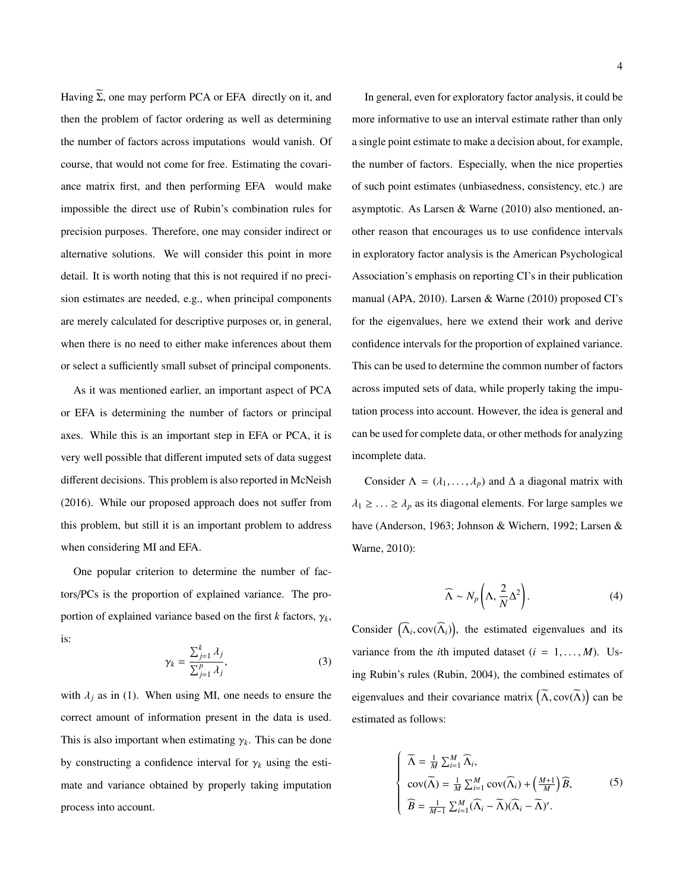Having $\widetilde{\Sigma}$, one may perform PCA or EFA directly on it, and then the problem of factor ordering as well as determining the number of factors across imputations would vanish. Of course, that would not come for free. Estimating the covariance matrix first, and then performing EFA would make impossible the direct use of Rubin's combination rules for precision purposes. Therefore, one may consider indirect or alternative solutions. We will consider this point in more detail. It is worth noting that this is not required if no precision estimates are needed, e.g., when principal components are merely calculated for descriptive purposes or, in general, when there is no need to either make inferences about them or select a sufficiently small subset of principal components.

As it was mentioned earlier, an important aspect of PCA or EFA is determining the number of factors or principal axes. While this is an important step in EFA or PCA, it is very well possible that different imputed sets of data suggest different decisions. This problem is also reported in McNeish (2016). While our proposed approach does not suffer from this problem, but still it is an important problem to address when considering MI and EFA.

One popular criterion to determine the number of factors/PCs is the proportion of explained variance. The proportion of explained variance based on the first $k$ factors, $\gamma_k$, is:

$$\gamma_k = \frac{\sum_{j=1}^{k} \lambda_j}{\sum_{j=1}^{p} \lambda_j}, \tag{3}$$

with $\lambda_j$ as in (1). When using MI, one needs to ensure the correct amount of information present in the data is used. This is also important when estimating $\gamma_k$. This can be done by constructing a confidence interval for $\gamma_k$ using the estimate and variance obtained by properly taking imputation process into account.

In general, even for exploratory factor analysis, it could be more informative to use an interval estimate rather than only a single point estimate to make a decision about, for example, the number of factors. Especially, when the nice properties of such point estimates (unbiasedness, consistency, etc.) are asymptotic. As Larsen & Warne (2010) also mentioned, another reason that encourages us to use confidence intervals in exploratory factor analysis is the American Psychological Association's emphasis on reporting CI's in their publication manual (APA, 2010). Larsen & Warne (2010) proposed CI's for the eigenvalues, here we extend their work and derive confidence intervals for the proportion of explained variance. This can be used to determine the common number of factors across imputed sets of data, while properly taking the imputation process into account. However, the idea is general and can be used for complete data, or other methods for analyzing incomplete data.

Consider $\Lambda = (\lambda_1, \ldots, \lambda_p)$ and $\Delta$ a diagonal matrix with $\lambda_1 \geq \ldots \geq \lambda_p$ as its diagonal elements. For large samples we have (Anderson, 1963; Johnson & Wichern, 1992; Larsen & Warne, 2010):

$$\widehat{\Lambda} \sim N_p\left(\Lambda, \frac{2}{N}\Delta^2\right). \tag{4}$$

Consider $\left(\widehat{\Lambda}_i, \text{cov}(\widehat{\Lambda}_i)\right)$, the estimated eigenvalues and its variance from the $i$th imputed dataset ($i = 1, \ldots, M$). Using Rubin's rules (Rubin, 2004), the combined estimates of eigenvalues and their covariance matrix $\left(\widetilde{\Lambda}, \text{cov}(\widetilde{\Lambda})\right)$ can be estimated as follows:

$$\begin{cases} \widetilde{\Lambda} = \frac{1}{M} \sum_{i=1}^{M} \widehat{\Lambda}_i, \\ \text{cov}(\widetilde{\Lambda}) = \frac{1}{M} \sum_{i=1}^{M} \text{cov}(\widehat{\Lambda}_i) + \left(\frac{M+1}{M}\right) \widehat{B}, \\ \widehat{B} = \frac{1}{M-1} \sum_{i=1}^{M} (\widehat{\Lambda}_i - \widetilde{\Lambda})(\widehat{\Lambda}_i - \widetilde{\Lambda})'. \end{cases} \tag{5}$$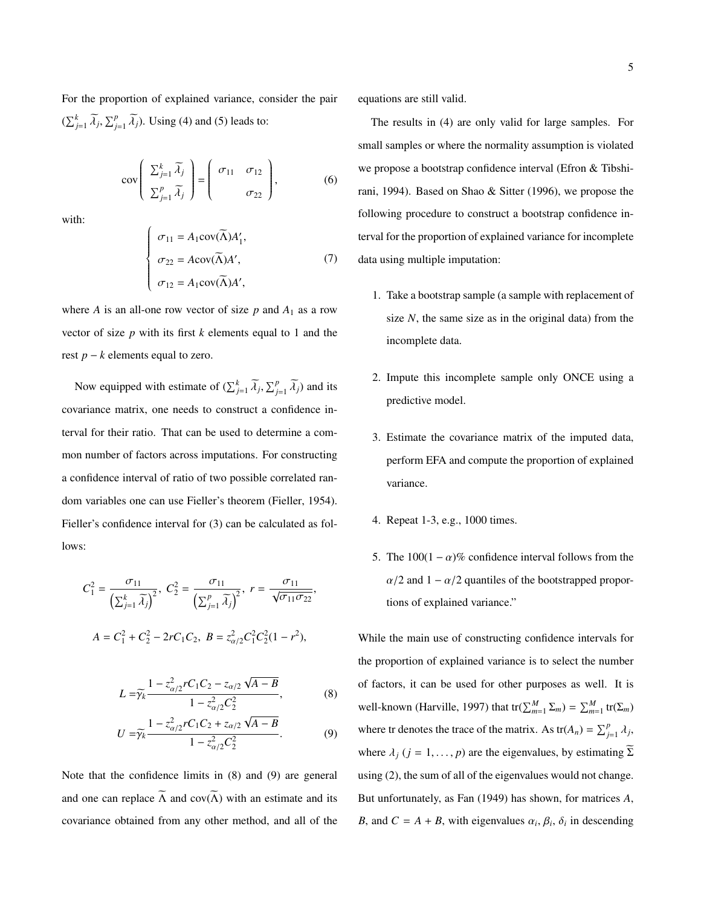For the proportion of explained variance, consider the pair $(\sum_{j=1}^{k} \widetilde{\lambda}_j, \sum_{j=1}^{p} \widetilde{\lambda}_j)$. Using (4) and (5) leads to:

$$\text{cov}\begin{pmatrix} \sum_{j=1}^{k} \widetilde{\lambda}_j \\ \sum_{j=1}^{p} \widetilde{\lambda}_j \end{pmatrix} = \begin{pmatrix} \sigma_{11} & \sigma_{12} \\ & \sigma_{22} \end{pmatrix}, \tag{6}$$

with:

$$\begin{cases} \sigma_{11} = A_1 \text{cov}(\widetilde{\Lambda}) A_1', \\ \sigma_{22} = A \text{cov}(\widetilde{\Lambda}) A', \\ \sigma_{12} = A_1 \text{cov}(\widetilde{\Lambda}) A', \end{cases} \tag{7}$$

where $A$ is an all-one row vector of size $p$ and $A_1$ as a row vector of size $p$ with its first $k$ elements equal to 1 and the rest $p - k$ elements equal to zero.

Now equipped with estimate of $(\sum_{j=1}^{k} \widetilde{\lambda}_j, \sum_{j=1}^{p} \widetilde{\lambda}_j)$ and its covariance matrix, one needs to construct a confidence interval for their ratio. That can be used to determine a common number of factors across imputations. For constructing a confidence interval of ratio of two possible correlated random variables one can use Fieller's theorem (Fieller, 1954). Fieller's confidence interval for (3) can be calculated as follows:

$$C_1^2 = \frac{\sigma_{11}}{\left(\sum_{j=1}^{k} \widetilde{\lambda}_j\right)^2},\ C_2^2 = \frac{\sigma_{11}}{\left(\sum_{j=1}^{p} \widetilde{\lambda}_j\right)^2},\ r = \frac{\sigma_{11}}{\sqrt{\sigma_{11}\sigma_{22}}},$$

$$A = C_1^2 + C_2^2 - 2rC_1C_2,\ B = z_{\alpha/2}^2 C_1^2 C_2^2 (1 - r^2),$$

$$L = \widetilde{\gamma}_k \frac{1 - z_{\alpha/2}^2 r C_1 C_2 - z_{\alpha/2}\sqrt{A - B}}{1 - z_{\alpha/2}^2 C_2^2}, \tag{8}$$

$$U = \widetilde{\gamma}_k \frac{1 - z_{\alpha/2}^2 r C_1 C_2 + z_{\alpha/2}\sqrt{A - B}}{1 - z_{\alpha/2}^2 C_2^2}. \tag{9}$$

Note that the confidence limits in (8) and (9) are general and one can replace $\widetilde{\Lambda}$ and $\text{cov}(\widetilde{\Lambda})$ with an estimate and its covariance obtained from any other method, and all of the equations are still valid.

The results in (4) are only valid for large samples. For small samples or where the normality assumption is violated we propose a bootstrap confidence interval (Efron & Tibshirani, 1994). Based on Shao & Sitter (1996), we propose the following procedure to construct a bootstrap confidence interval for the proportion of explained variance for incomplete data using multiple imputation:

1. Take a bootstrap sample (a sample with replacement of size $N$, the same size as in the original data) from the incomplete data.
2. Impute this incomplete sample only ONCE using a predictive model.
3. Estimate the covariance matrix of the imputed data, perform EFA and compute the proportion of explained variance.
4. Repeat 1-3, e.g., 1000 times.
5. The $100(1 - \alpha)$% confidence interval follows from the $\alpha/2$ and $1 - \alpha/2$ quantiles of the bootstrapped proportions of explained variance."

While the main use of constructing confidence intervals for the proportion of explained variance is to select the number of factors, it can be used for other purposes as well. It is well-known (Harville, 1997) that $\text{tr}(\sum_{m=1}^{M} \Sigma_m) = \sum_{m=1}^{M} \text{tr}(\Sigma_m)$ where tr denotes the trace of the matrix. As $\text{tr}(A_n) = \sum_{j=1}^{p} \lambda_j$, where $\lambda_j$ ($j = 1, \ldots, p$) are the eigenvalues, by estimating $\widetilde{\Sigma}$ using (2), the sum of all of the eigenvalues would not change. But unfortunately, as Fan (1949) has shown, for matrices $A$, $B$, and $C = A + B$, with eigenvalues $\alpha_i$, $\beta_i$, $\delta_i$ in descending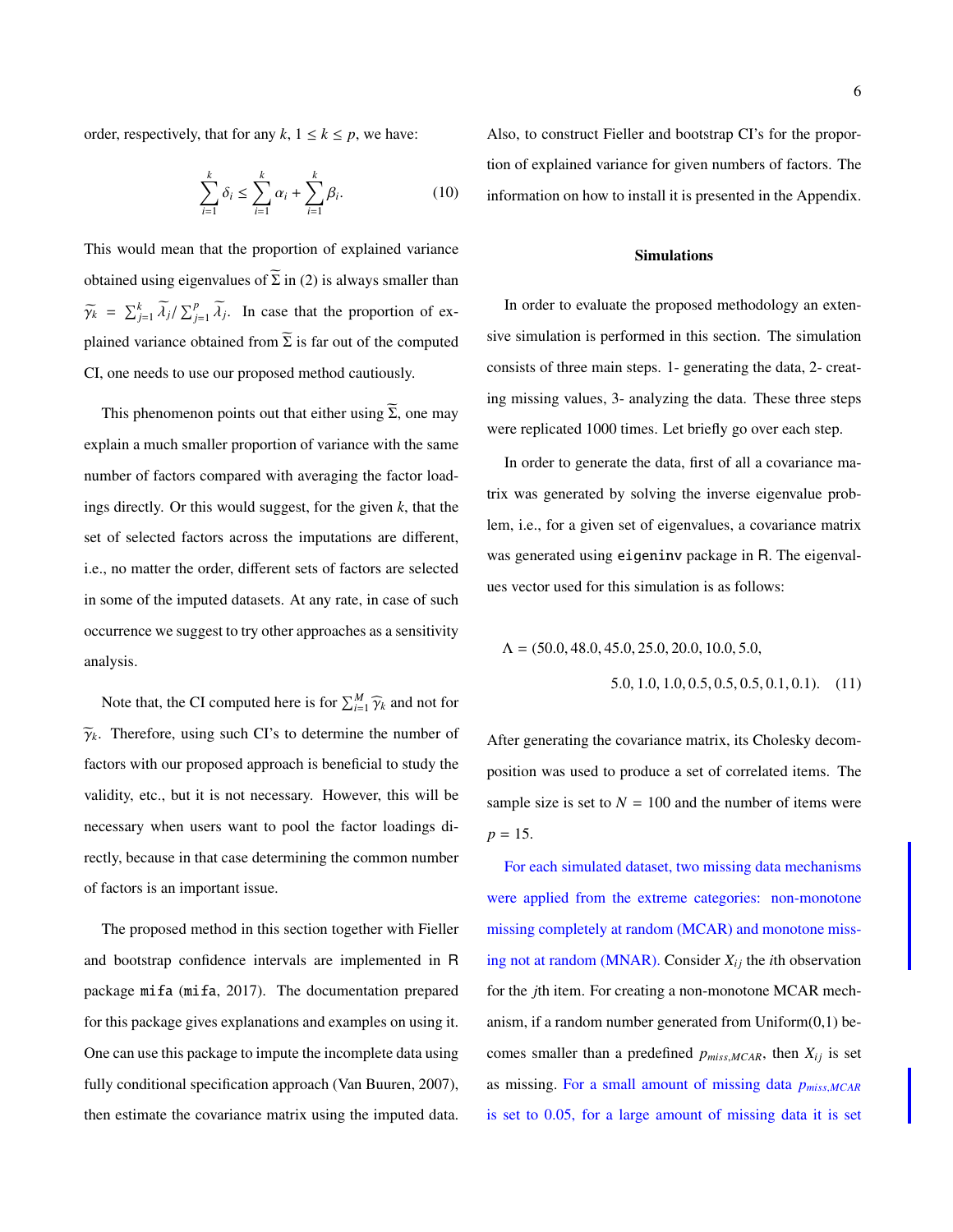order, respectively, that for any $k$, $1 \leq k \leq p$, we have:

$$\sum_{i=1}^{k} \delta_i \leq \sum_{i=1}^{k} \alpha_i + \sum_{i=1}^{k} \beta_i. \tag{10}$$

This would mean that the proportion of explained variance obtained using eigenvalues of $\widetilde{\Sigma}$ in (2) is always smaller than $\widetilde{\gamma}_k = \sum_{j=1}^{k} \widetilde{\lambda}_j / \sum_{j=1}^{p} \widetilde{\lambda}_j$. In case that the proportion of explained variance obtained from $\widetilde{\Sigma}$ is far out of the computed CI, one needs to use our proposed method cautiously.

This phenomenon points out that either using $\widetilde{\Sigma}$, one may explain a much smaller proportion of variance with the same number of factors compared with averaging the factor loadings directly. Or this would suggest, for the given $k$, that the set of selected factors across the imputations are different, i.e., no matter the order, different sets of factors are selected in some of the imputed datasets. At any rate, in case of such occurrence we suggest to try other approaches as a sensitivity analysis.

Note that, the CI computed here is for $\sum_{i=1}^{M} \widehat{\gamma}_k$ and not for $\widetilde{\gamma}_k$. Therefore, using such CI's to determine the number of factors with our proposed approach is beneficial to study the validity, etc., but it is not necessary. However, this will be necessary when users want to pool the factor loadings directly, because in that case determining the common number of factors is an important issue.

The proposed method in this section together with Fieller and bootstrap confidence intervals are implemented in R package `mifa` (`mifa`, 2017). The documentation prepared for this package gives explanations and examples on using it. One can use this package to impute the incomplete data using fully conditional specification approach (Van Buuren, 2007), then estimate the covariance matrix using the imputed data. Also, to construct Fieller and bootstrap CI's for the proportion of explained variance for given numbers of factors. The information on how to install it is presented in the Appendix.

## Simulations

In order to evaluate the proposed methodology an extensive simulation is performed in this section. The simulation consists of three main steps. 1- generating the data, 2- creating missing values, 3- analyzing the data. These three steps were replicated 1000 times. Let briefly go over each step.

In order to generate the data, first of all a covariance matrix was generated by solving the inverse eigenvalue problem, i.e., for a given set of eigenvalues, a covariance matrix was generated using `eigeninv` package in R. The eigenvalues vector used for this simulation is as follows:

$$\Lambda = (50.0, 48.0, 45.0, 25.0, 20.0, 10.0, 5.0, 5.0, 1.0, 1.0, 0.5, 0.5, 0.5, 0.1, 0.1). \tag{11}$$

After generating the covariance matrix, its Cholesky decomposition was used to produce a set of correlated items. The sample size is set to $N = 100$ and the number of items were $p = 15$.

For each simulated dataset, two missing data mechanisms were applied from the extreme categories: non-monotone missing completely at random (MCAR) and monotone missing not at random (MNAR). Consider $X_{ij}$ the $i$th observation for the $j$th item. For creating a non-monotone MCAR mechanism, if a random number generated from Uniform(0,1) becomes smaller than a predefined $p_{miss,MCAR}$, then $X_{ij}$ is set as missing. For a small amount of missing data $p_{miss,MCAR}$ is set to 0.05, for a large amount of missing data it is set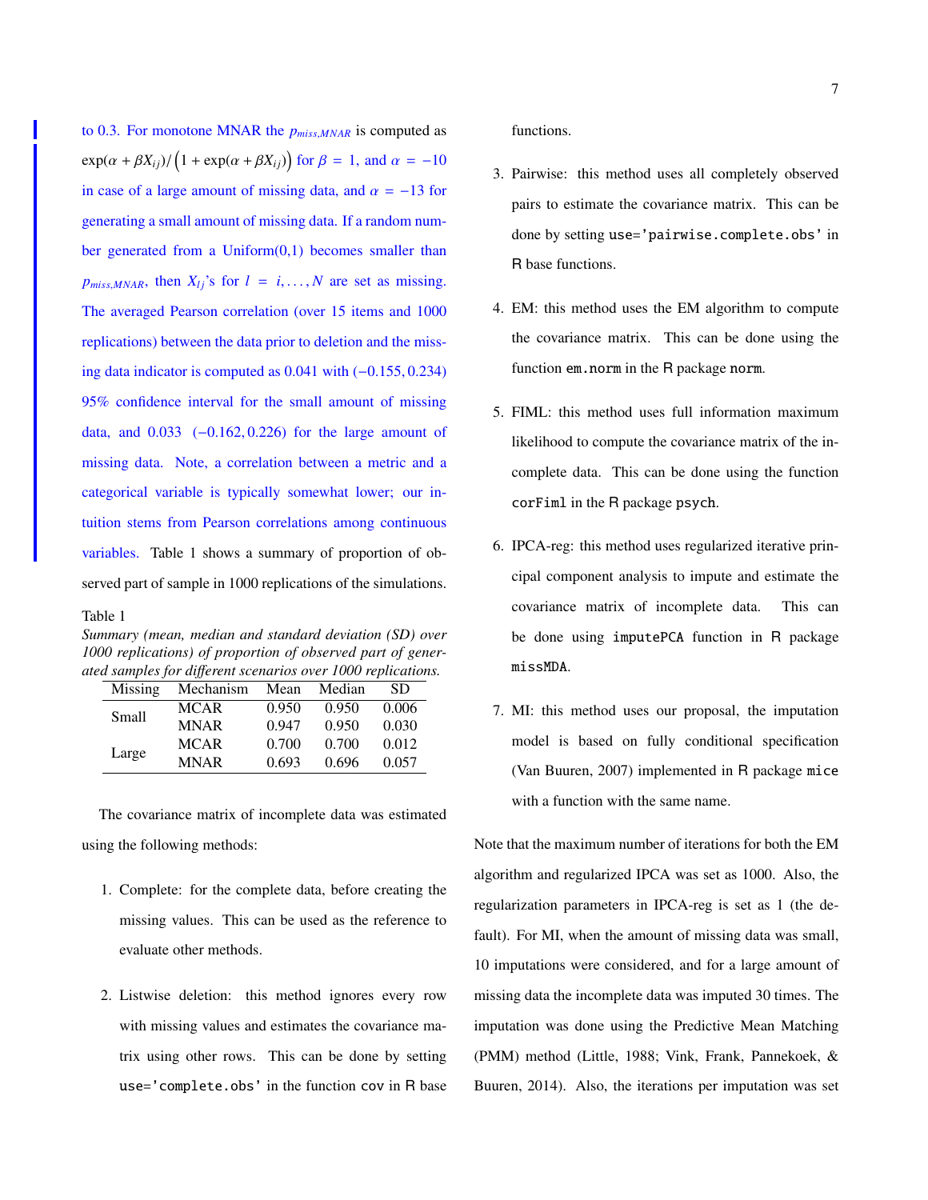to 0.3. For monotone MNAR the $p_{miss,MNAR}$ is computed as $\exp(\alpha + \beta X_{ij}) / \left(1 + \exp(\alpha + \beta X_{ij})\right)$ for $\beta = 1$, and $\alpha = -10$ in case of a large amount of missing data, and $\alpha = -13$ for generating a small amount of missing data. If a random number generated from a Uniform(0,1) becomes smaller than $p_{miss,MNAR}$, then $X_{lj}$'s for $l = i, \ldots, N$ are set as missing. The averaged Pearson correlation (over 15 items and 1000 replications) between the data prior to deletion and the missing data indicator is computed as 0.041 with $(-0.155, 0.234)$ 95% confidence interval for the small amount of missing data, and 0.033 $(-0.162, 0.226)$ for the large amount of missing data. Note, a correlation between a metric and a categorical variable is typically somewhat lower; our intuition stems from Pearson correlations among continuous variables. Table 1 shows a summary of proportion of observed part of sample in 1000 replications of the simulations.

Table 1

*Summary (mean, median and standard deviation (SD) over 1000 replications) of proportion of observed part of generated samples for different scenarios over 1000 replications.*

| Missing | Mechanism | Mean | Median | SD |
|---|---|---|---|---|
| Small | MCAR | 0.950 | 0.950 | 0.006 |
| | MNAR | 0.947 | 0.950 | 0.030 |
| Large | MCAR | 0.700 | 0.700 | 0.012 |
| | MNAR | 0.693 | 0.696 | 0.057 |

The covariance matrix of incomplete data was estimated using the following methods:

1. Complete: for the complete data, before creating the missing values. This can be used as the reference to evaluate other methods.

2. Listwise deletion: this method ignores every row with missing values and estimates the covariance matrix using other rows. This can be done by setting `use='complete.obs'` in the function `cov` in R base functions.

3. Pairwise: this method uses all completely observed pairs to estimate the covariance matrix. This can be done by setting `use='pairwise.complete.obs'` in R base functions.

4. EM: this method uses the EM algorithm to compute the covariance matrix. This can be done using the function `em.norm` in the R package `norm`.

5. FIML: this method uses full information maximum likelihood to compute the covariance matrix of the incomplete data. This can be done using the function `corFiml` in the R package `psych`.

6. IPCA-reg: this method uses regularized iterative principal component analysis to impute and estimate the covariance matrix of incomplete data. This can be done using `imputePCA` function in R package `missMDA`.

7. MI: this method uses our proposal, the imputation model is based on fully conditional specification (Van Buuren, 2007) implemented in R package `mice` with a function with the same name.

Note that the maximum number of iterations for both the EM algorithm and regularized IPCA was set as 1000. Also, the regularization parameters in IPCA-reg is set as 1 (the default). For MI, when the amount of missing data was small, 10 imputations were considered, and for a large amount of missing data the incomplete data was imputed 30 times. The imputation was done using the Predictive Mean Matching (PMM) method (Little, 1988; Vink, Frank, Pannekoek, & Buuren, 2014). Also, the iterations per imputation was set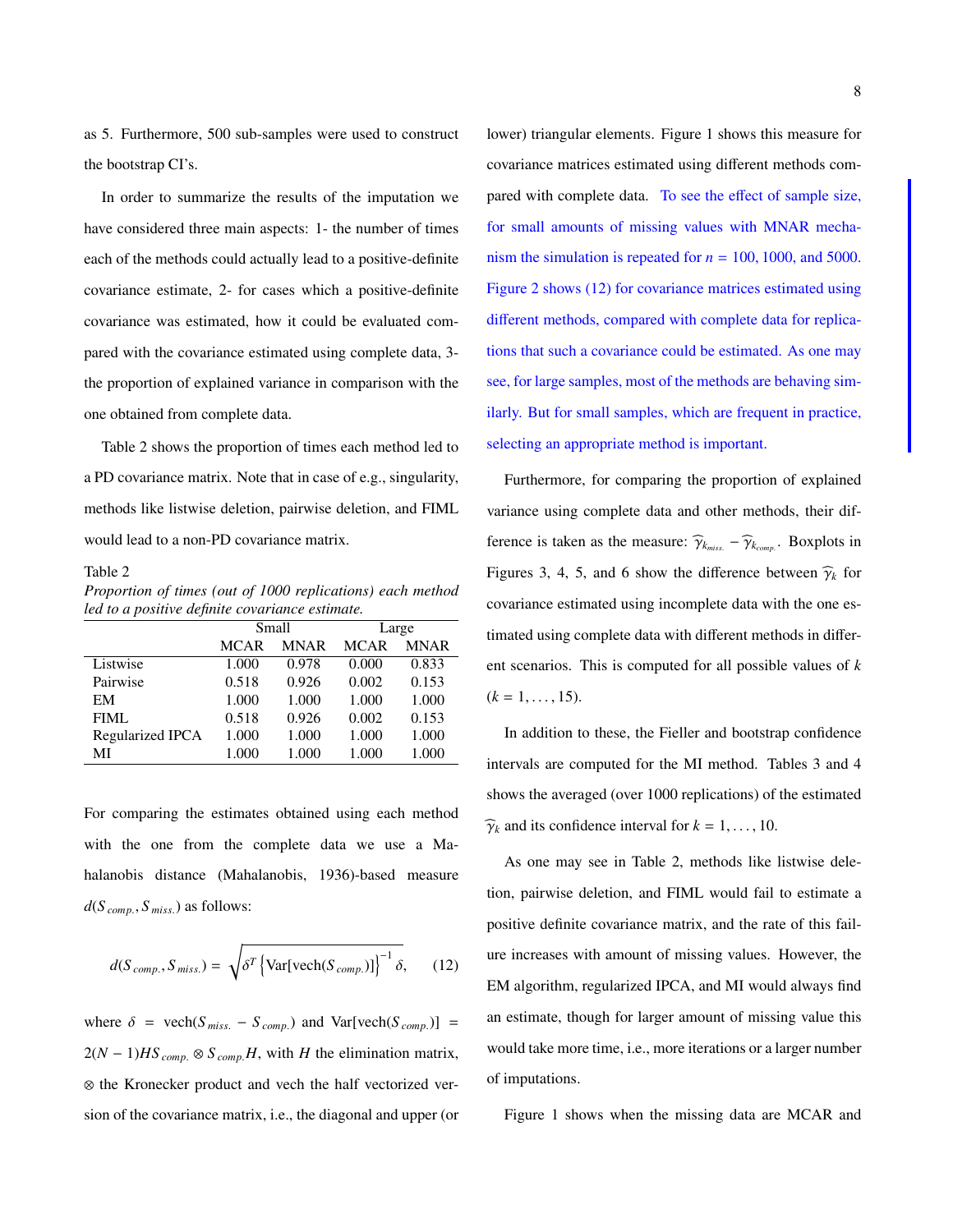as 5. Furthermore, 500 sub-samples were used to construct the bootstrap CI's.

In order to summarize the results of the imputation we have considered three main aspects: 1- the number of times each of the methods could actually lead to a positive-definite covariance estimate, 2- for cases which a positive-definite covariance was estimated, how it could be evaluated compared with the covariance estimated using complete data, 3- the proportion of explained variance in comparison with the one obtained from complete data.

Table 2 shows the proportion of times each method led to a PD covariance matrix. Note that in case of e.g., singularity, methods like listwise deletion, pairwise deletion, and FIML would lead to a non-PD covariance matrix.

Table 2
*Proportion of times (out of 1000 replications) each method led to a positive definite covariance estimate.*

| | Small | | Large | |
|---|---|---|---|---|
| | MCAR | MNAR | MCAR | MNAR |
| Listwise | 1.000 | 0.978 | 0.000 | 0.833 |
| Pairwise | 0.518 | 0.926 | 0.002 | 0.153 |
| EM | 1.000 | 1.000 | 1.000 | 1.000 |
| FIML | 0.518 | 0.926 | 0.002 | 0.153 |
| Regularized IPCA | 1.000 | 1.000 | 1.000 | 1.000 |
| MI | 1.000 | 1.000 | 1.000 | 1.000 |

For comparing the estimates obtained using each method with the one from the complete data we use a Mahalanobis distance (Mahalanobis, 1936)-based measure $d(S_{comp.}, S_{miss.})$ as follows:

$$d(S_{comp.}, S_{miss.}) = \sqrt{\delta^T \left\{\text{Var}[\text{vech}(S_{comp.})]\right\}^{-1} \delta}, \qquad (12)$$

where $\delta = \text{vech}(S_{miss.} - S_{comp.})$ and $\text{Var}[\text{vech}(S_{comp.})] = 2(N-1)HS_{comp.} \otimes S_{comp.}H$, with $H$ the elimination matrix, $\otimes$ the Kronecker product and vech the half vectorized version of the covariance matrix, i.e., the diagonal and upper (or lower) triangular elements. Figure 1 shows this measure for covariance matrices estimated using different methods compared with complete data. To see the effect of sample size, for small amounts of missing values with MNAR mechanism the simulation is repeated for $n = 100, 1000$, and $5000$. Figure 2 shows (12) for covariance matrices estimated using different methods, compared with complete data for replications that such a covariance could be estimated. As one may see, for large samples, most of the methods are behaving similarly. But for small samples, which are frequent in practice, selecting an appropriate method is important.

Furthermore, for comparing the proportion of explained variance using complete data and other methods, their difference is taken as the measure: $\widehat{\gamma}_{k_{miss.}} - \widehat{\gamma}_{k_{comp.}}$. Boxplots in Figures 3, 4, 5, and 6 show the difference between $\widehat{\gamma}_k$ for covariance estimated using incomplete data with the one estimated using complete data with different methods in different scenarios. This is computed for all possible values of $k$ ($k = 1, \ldots, 15$).

In addition to these, the Fieller and bootstrap confidence intervals are computed for the MI method. Tables 3 and 4 shows the averaged (over 1000 replications) of the estimated $\widehat{\gamma}_k$ and its confidence interval for $k = 1, \ldots, 10$.

As one may see in Table 2, methods like listwise deletion, pairwise deletion, and FIML would fail to estimate a positive definite covariance matrix, and the rate of this failure increases with amount of missing values. However, the EM algorithm, regularized IPCA, and MI would always find an estimate, though for larger amount of missing value this would take more time, i.e., more iterations or a larger number of imputations.

Figure 1 shows when the missing data are MCAR and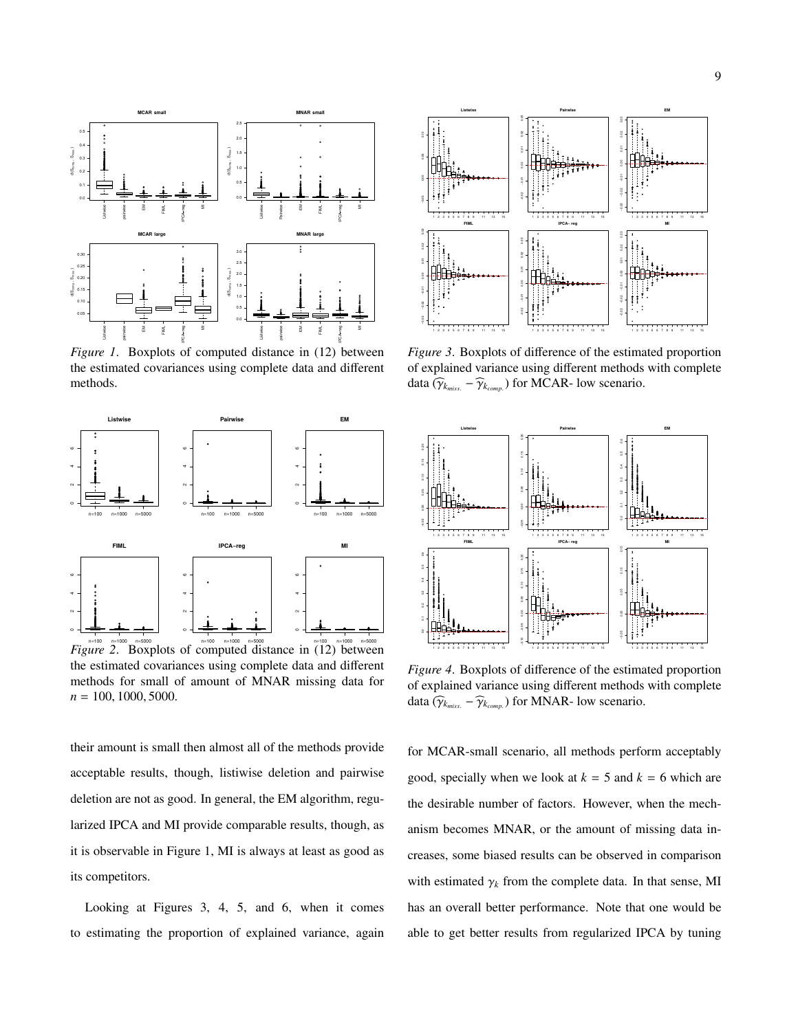*Figure 1*. Boxplots of computed distance in (12) between the estimated covariances using complete data and different methods.

*Figure 2*. Boxplots of computed distance in (12) between the estimated covariances using complete data and different methods for small of amount of MNAR missing data for $n = 100, 1000, 5000$.

their amount is small then almost all of the methods provide acceptable results, though, listiwise deletion and pairwise deletion are not as good. In general, the EM algorithm, regularized IPCA and MI provide comparable results, though, as it is observable in Figure 1, MI is always at least as good as its competitors.

Looking at Figures 3, 4, 5, and 6, when it comes to estimating the proportion of explained variance, again for MCAR-small scenario, all methods perform acceptably good, specially when we look at $k = 5$ and $k = 6$ which are the desirable number of factors. However, when the mechanism becomes MNAR, or the amount of missing data increases, some biased results can be observed in comparison with estimated $\gamma_k$ from the complete data. In that sense, MI has an overall better performance. Note that one would be able to get better results from regularized IPCA by tuning

*Figure 3*. Boxplots of difference of the estimated proportion of explained variance using different methods with complete data $(\widehat{\gamma}_{k_{miss.}} - \widehat{\gamma}_{k_{comp.}})$ for MCAR- low scenario.

*Figure 4*. Boxplots of difference of the estimated proportion of explained variance using different methods with complete data $(\widehat{\gamma}_{k_{miss.}} - \widehat{\gamma}_{k_{comp.}})$ for MNAR- low scenario.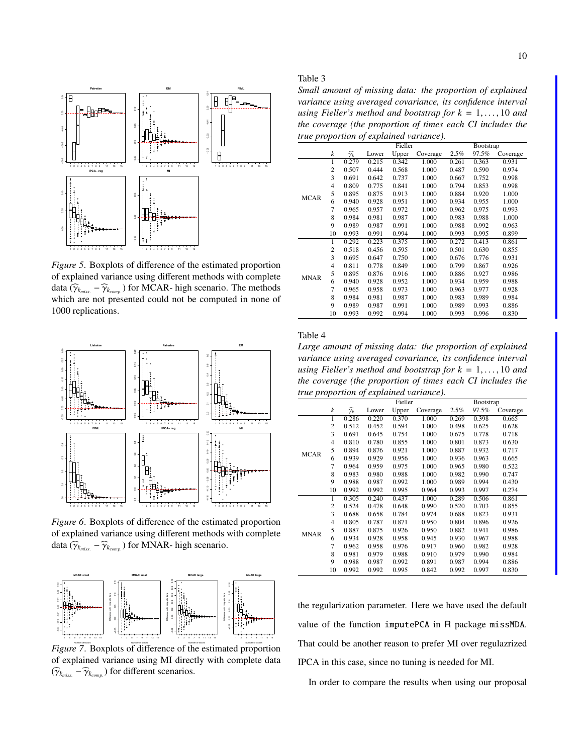*Figure 5.* Boxplots of difference of the estimated proportion of explained variance using different methods with complete data ($\widehat{\gamma}_{k_{miss.}} - \widehat{\gamma}_{k_{comp.}}$) for MCAR- high scenario. The methods which are not presented could not be computed in none of 1000 replications.

*Figure 6.* Boxplots of difference of the estimated proportion of explained variance using different methods with complete data ($\widehat{\gamma}_{k_{miss.}} - \widehat{\gamma}_{k_{comp.}}$) for MNAR- high scenario.

*Figure 7.* Boxplots of difference of the estimated proportion of explained variance using MI directly with complete data ($\widehat{\gamma}_{k_{miss.}} - \widehat{\gamma}_{k_{comp.}}$) for different scenarios.

Table 3

*Small amount of missing data: the proportion of explained variance using averaged covariance, its confidence interval using Fieller's method and bootstrap for $k = 1, \dots, 10$ and the coverage (the proportion of times each CI includes the true proportion of explained variance).*

| | | | Fieller | | | Bootstrap | | |
|---|---|---|---|---|---|---|---|---|
| | $k$ | $\widehat{\gamma}_k$ | Lower | Upper | Coverage | 2.5% | 97.5% | Coverage |
| MCAR | 1 | 0.279 | 0.215 | 0.342 | 1.000 | 0.261 | 0.363 | 0.931 |
| | 2 | 0.507 | 0.444 | 0.568 | 1.000 | 0.487 | 0.590 | 0.974 |
| | 3 | 0.691 | 0.642 | 0.737 | 1.000 | 0.667 | 0.752 | 0.998 |
| | 4 | 0.809 | 0.775 | 0.841 | 1.000 | 0.794 | 0.853 | 0.998 |
| | 5 | 0.895 | 0.875 | 0.913 | 1.000 | 0.884 | 0.920 | 1.000 |
| | 6 | 0.940 | 0.928 | 0.951 | 1.000 | 0.934 | 0.955 | 1.000 |
| | 7 | 0.965 | 0.957 | 0.972 | 1.000 | 0.962 | 0.975 | 0.993 |
| | 8 | 0.984 | 0.981 | 0.987 | 1.000 | 0.983 | 0.988 | 1.000 |
| | 9 | 0.989 | 0.987 | 0.991 | 1.000 | 0.988 | 0.992 | 0.963 |
| | 10 | 0.993 | 0.991 | 0.994 | 1.000 | 0.993 | 0.995 | 0.899 |
| MNAR | 1 | 0.292 | 0.223 | 0.375 | 1.000 | 0.272 | 0.413 | 0.861 |
| | 2 | 0.518 | 0.456 | 0.595 | 1.000 | 0.501 | 0.630 | 0.855 |
| | 3 | 0.695 | 0.647 | 0.750 | 1.000 | 0.676 | 0.776 | 0.931 |
| | 4 | 0.811 | 0.778 | 0.849 | 1.000 | 0.799 | 0.867 | 0.926 |
| | 5 | 0.895 | 0.876 | 0.916 | 1.000 | 0.886 | 0.927 | 0.986 |
| | 6 | 0.940 | 0.928 | 0.952 | 1.000 | 0.934 | 0.959 | 0.988 |
| | 7 | 0.965 | 0.958 | 0.973 | 1.000 | 0.963 | 0.977 | 0.928 |
| | 8 | 0.984 | 0.981 | 0.987 | 1.000 | 0.983 | 0.989 | 0.984 |
| | 9 | 0.989 | 0.987 | 0.991 | 1.000 | 0.989 | 0.993 | 0.886 |
| | 10 | 0.993 | 0.992 | 0.994 | 1.000 | 0.993 | 0.996 | 0.830 |

Table 4

*Large amount of missing data: the proportion of explained variance using averaged covariance, its confidence interval using Fieller's method and bootstrap for $k = 1, \dots, 10$ and the coverage (the proportion of times each CI includes the true proportion of explained variance).*

| | | | Fieller | | | Bootstrap | | |
|---|---|---|---|---|---|---|---|---|
| | $k$ | $\widehat{\gamma}_k$ | Lower | Upper | Coverage | 2.5% | 97.5% | Coverage |
| MCAR | 1 | 0.286 | 0.220 | 0.370 | 1.000 | 0.269 | 0.398 | 0.665 |
| | 2 | 0.512 | 0.452 | 0.594 | 1.000 | 0.498 | 0.625 | 0.628 |
| | 3 | 0.691 | 0.645 | 0.754 | 1.000 | 0.675 | 0.778 | 0.718 |
| | 4 | 0.810 | 0.780 | 0.855 | 1.000 | 0.801 | 0.873 | 0.630 |
| | 5 | 0.894 | 0.876 | 0.921 | 1.000 | 0.887 | 0.932 | 0.717 |
| | 6 | 0.939 | 0.929 | 0.956 | 1.000 | 0.936 | 0.963 | 0.665 |
| | 7 | 0.964 | 0.959 | 0.975 | 1.000 | 0.965 | 0.980 | 0.522 |
| | 8 | 0.983 | 0.980 | 0.988 | 1.000 | 0.982 | 0.990 | 0.747 |
| | 9 | 0.988 | 0.987 | 0.992 | 1.000 | 0.989 | 0.994 | 0.430 |
| | 10 | 0.992 | 0.992 | 0.995 | 0.964 | 0.993 | 0.997 | 0.274 |
| MNAR | 1 | 0.305 | 0.240 | 0.437 | 1.000 | 0.289 | 0.506 | 0.861 |
| | 2 | 0.524 | 0.478 | 0.648 | 0.990 | 0.520 | 0.703 | 0.855 |
| | 3 | 0.688 | 0.658 | 0.784 | 0.974 | 0.688 | 0.823 | 0.931 |
| | 4 | 0.805 | 0.787 | 0.871 | 0.950 | 0.804 | 0.896 | 0.926 |
| | 5 | 0.887 | 0.875 | 0.926 | 0.950 | 0.882 | 0.941 | 0.986 |
| | 6 | 0.934 | 0.928 | 0.958 | 0.945 | 0.930 | 0.967 | 0.988 |
| | 7 | 0.962 | 0.958 | 0.976 | 0.917 | 0.960 | 0.982 | 0.928 |
| | 8 | 0.981 | 0.979 | 0.988 | 0.910 | 0.979 | 0.990 | 0.984 |
| | 9 | 0.988 | 0.987 | 0.992 | 0.891 | 0.987 | 0.994 | 0.886 |
| | 10 | 0.992 | 0.992 | 0.995 | 0.842 | 0.992 | 0.997 | 0.830 |

the regularization parameter. Here we have used the default value of the function `imputePCA` in R package `missMDA`. That could be another reason to prefer MI over regulazrized IPCA in this case, since no tuning is needed for MI.

In order to compare the results when using our proposal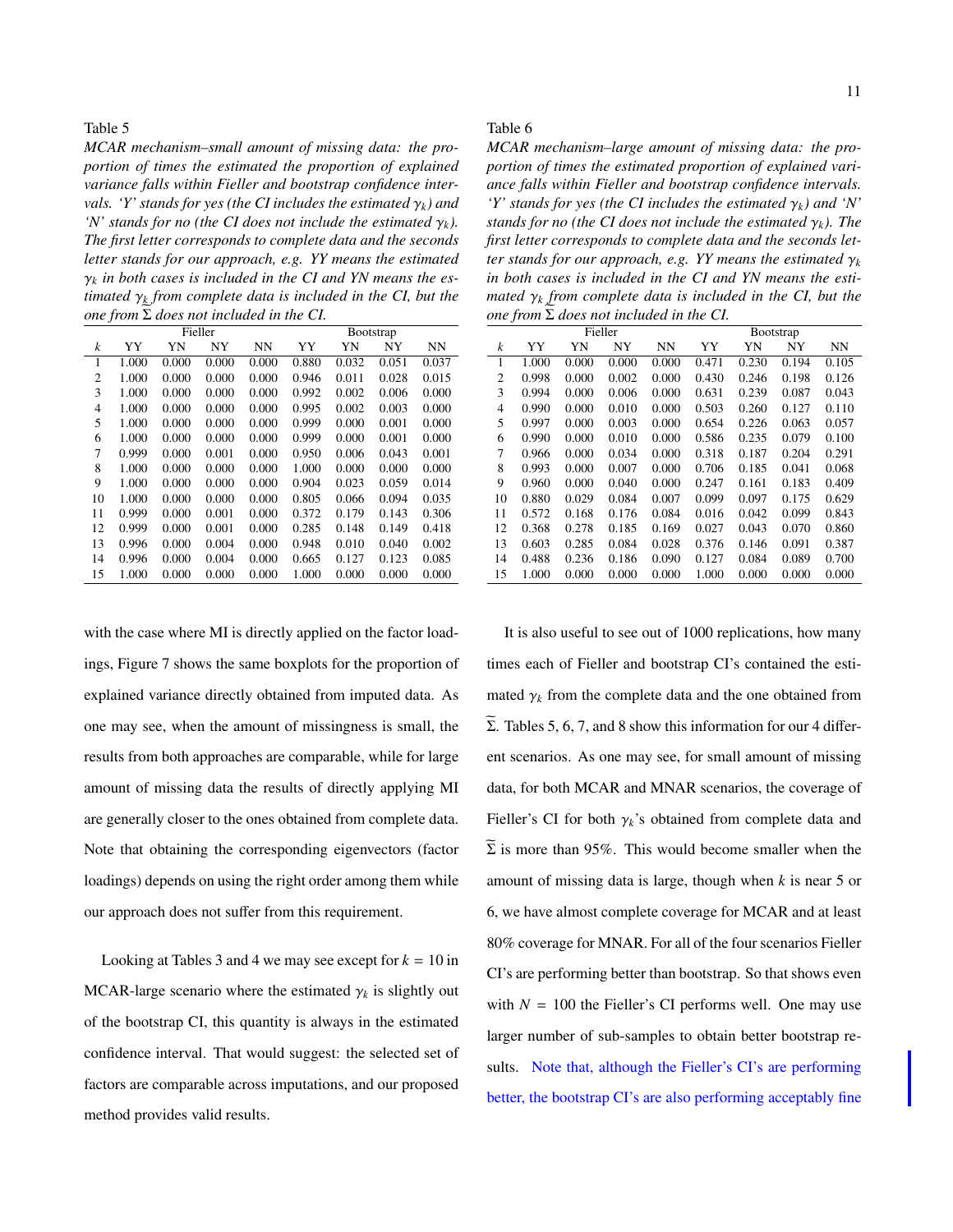Table 5

*MCAR mechanism–small amount of missing data: the proportion of times the estimated the proportion of explained variance falls within Fieller and bootstrap confidence intervals. 'Y' stands for yes (the CI includes the estimated $\gamma_k$) and 'N' stands for no (the CI does not include the estimated $\gamma_k$). The first letter corresponds to complete data and the seconds letter stands for our approach, e.g. YY means the estimated $\gamma_k$ in both cases is included in the CI and YN means the estimated $\gamma_k$ from complete data is included in the CI, but the one from $\widetilde{\Sigma}$ does not included in the CI.*

| | Fieller | | | | Bootstrap | | | |
|---|---|---|---|---|---|---|---|---|
| $k$ | YY | YN | NY | NN | YY | YN | NY | NN |
| 1 | 1.000 | 0.000 | 0.000 | 0.000 | 0.880 | 0.032 | 0.051 | 0.037 |
| 2 | 1.000 | 0.000 | 0.000 | 0.000 | 0.946 | 0.011 | 0.028 | 0.015 |
| 3 | 1.000 | 0.000 | 0.000 | 0.000 | 0.992 | 0.002 | 0.006 | 0.000 |
| 4 | 1.000 | 0.000 | 0.000 | 0.000 | 0.995 | 0.002 | 0.003 | 0.000 |
| 5 | 1.000 | 0.000 | 0.000 | 0.000 | 0.999 | 0.000 | 0.001 | 0.000 |
| 6 | 1.000 | 0.000 | 0.000 | 0.000 | 0.999 | 0.000 | 0.001 | 0.000 |
| 7 | 0.999 | 0.000 | 0.001 | 0.000 | 0.950 | 0.006 | 0.043 | 0.001 |
| 8 | 1.000 | 0.000 | 0.000 | 0.000 | 1.000 | 0.000 | 0.000 | 0.000 |
| 9 | 1.000 | 0.000 | 0.000 | 0.000 | 0.904 | 0.023 | 0.059 | 0.014 |
| 10 | 1.000 | 0.000 | 0.000 | 0.000 | 0.805 | 0.066 | 0.094 | 0.035 |
| 11 | 0.999 | 0.000 | 0.001 | 0.000 | 0.372 | 0.179 | 0.143 | 0.306 |
| 12 | 0.999 | 0.000 | 0.001 | 0.000 | 0.285 | 0.148 | 0.149 | 0.418 |
| 13 | 0.996 | 0.000 | 0.004 | 0.000 | 0.948 | 0.010 | 0.040 | 0.002 |
| 14 | 0.996 | 0.000 | 0.004 | 0.000 | 0.665 | 0.127 | 0.123 | 0.085 |
| 15 | 1.000 | 0.000 | 0.000 | 0.000 | 1.000 | 0.000 | 0.000 | 0.000 |

Table 6

*MCAR mechanism–large amount of missing data: the proportion of times the estimated the proportion of explained variance falls within Fieller and bootstrap confidence intervals. 'Y' stands for yes (the CI includes the estimated $\gamma_k$) and 'N' stands for no (the CI does not include the estimated $\gamma_k$). The first letter corresponds to complete data and the seconds letter stands for our approach, e.g. YY means the estimated $\gamma_k$ in both cases is included in the CI and YN means the estimated $\gamma_k$ from complete data is included in the CI, but the one from $\widetilde{\Sigma}$ does not included in the CI.*

| | Fieller | | | | Bootstrap | | | |
|---|---|---|---|---|---|---|---|---|
| $k$ | YY | YN | NY | NN | YY | YN | NY | NN |
| 1 | 1.000 | 0.000 | 0.000 | 0.000 | 0.471 | 0.230 | 0.194 | 0.105 |
| 2 | 0.998 | 0.000 | 0.002 | 0.000 | 0.430 | 0.246 | 0.198 | 0.126 |
| 3 | 0.994 | 0.000 | 0.006 | 0.000 | 0.631 | 0.239 | 0.087 | 0.043 |
| 4 | 0.990 | 0.000 | 0.010 | 0.000 | 0.503 | 0.260 | 0.127 | 0.110 |
| 5 | 0.997 | 0.000 | 0.003 | 0.000 | 0.654 | 0.226 | 0.063 | 0.057 |
| 6 | 0.990 | 0.000 | 0.010 | 0.000 | 0.586 | 0.235 | 0.079 | 0.100 |
| 7 | 0.966 | 0.000 | 0.034 | 0.000 | 0.318 | 0.187 | 0.204 | 0.291 |
| 8 | 0.993 | 0.000 | 0.007 | 0.000 | 0.706 | 0.185 | 0.041 | 0.068 |
| 9 | 0.960 | 0.000 | 0.040 | 0.000 | 0.247 | 0.161 | 0.183 | 0.409 |
| 10 | 0.880 | 0.029 | 0.084 | 0.007 | 0.099 | 0.097 | 0.175 | 0.629 |
| 11 | 0.572 | 0.168 | 0.176 | 0.084 | 0.016 | 0.042 | 0.099 | 0.843 |
| 12 | 0.368 | 0.278 | 0.185 | 0.169 | 0.027 | 0.043 | 0.070 | 0.860 |
| 13 | 0.603 | 0.285 | 0.084 | 0.028 | 0.376 | 0.146 | 0.091 | 0.387 |
| 14 | 0.488 | 0.236 | 0.186 | 0.090 | 0.127 | 0.084 | 0.089 | 0.700 |
| 15 | 1.000 | 0.000 | 0.000 | 0.000 | 1.000 | 0.000 | 0.000 | 0.000 |

with the case where MI is directly applied on the factor loadings, Figure 7 shows the same boxplots for the proportion of explained variance directly obtained from imputed data. As one may see, when the amount of missingness is small, the results from both approaches are comparable, while for large amount of missing data the results of directly applying MI are generally closer to the ones obtained from complete data. Note that obtaining the corresponding eigenvectors (factor loadings) depends on using the right order among them while our approach does not suffer from this requirement.

Looking at Tables 3 and 4 we may see except for $k = 10$ in MCAR-large scenario where the estimated $\gamma_k$ is slightly out of the bootstrap CI, this quantity is always in the estimated confidence interval. That would suggest: the selected set of factors are comparable across imputations, and our proposed method provides valid results.

It is also useful to see out of 1000 replications, how many times each of Fieller and bootstrap CI's contained the estimated $\gamma_k$ from the complete data and the one obtained from $\widetilde{\Sigma}$. Tables 5, 6, 7, and 8 show this information for our 4 different scenarios. As one may see, for small amount of missing data, for both MCAR and MNAR scenarios, the coverage of Fieller's CI for both $\gamma_k$'s obtained from complete data and $\widetilde{\Sigma}$ is more than 95%. This would become smaller when the amount of missing data is large, though when $k$ is near 5 or 6, we have almost complete coverage for MCAR and at least 80% coverage for MNAR. For all of the four scenarios Fieller CI's are performing better than bootstrap. So that shows even with $N = 100$ the Fieller's CI performs well. One may use larger number of sub-samples to obtain better bootstrap results. Note that, although the Fieller's CI's are performing better, the bootstrap CI's are also performing acceptably fine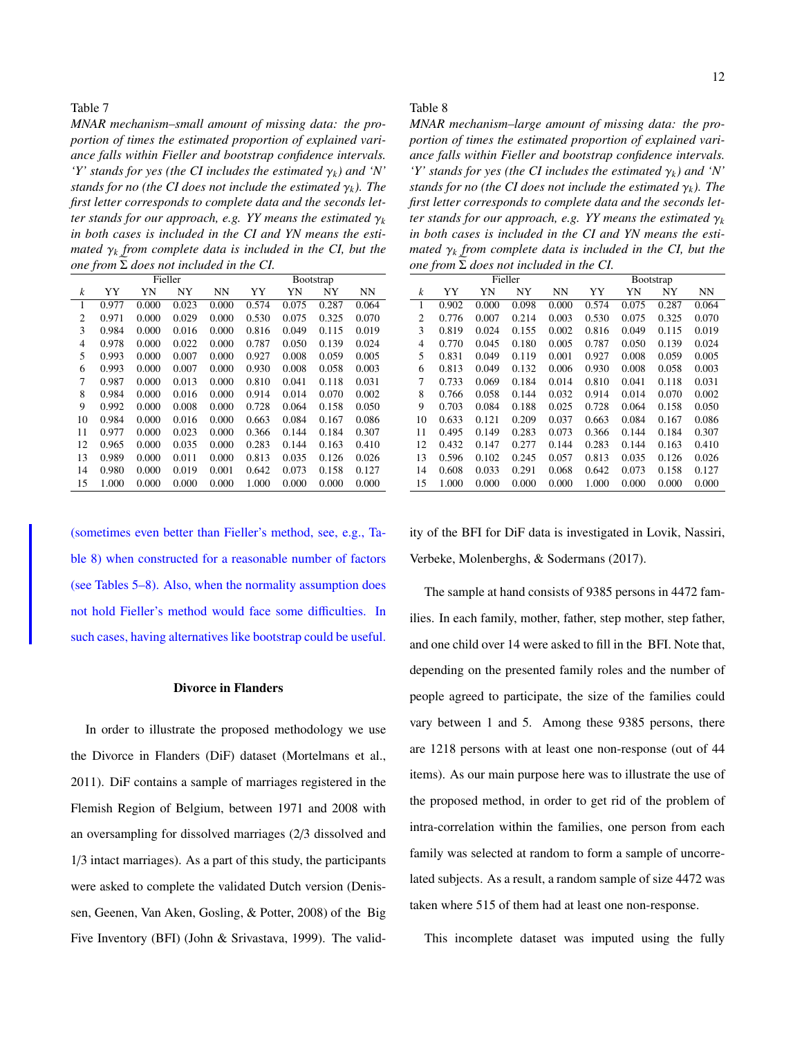Table 7

*MNAR mechanism–small amount of missing data: the proportion of times the estimated proportion of explained variance falls within Fieller and bootstrap confidence intervals. 'Y' stands for yes (the CI includes the estimated $\gamma_k$) and 'N' stands for no (the CI does not include the estimated $\gamma_k$). The first letter corresponds to complete data and the seconds letter stands for our approach, e.g. YY means the estimated $\gamma_k$ in both cases is included in the CI and YN means the estimated $\gamma_k$ from complete data is included in the CI, but the one from $\tilde{\Sigma}$ does not included in the CI.*

| | Fieller | | | | Bootstrap | | | |
|---|---|---|---|---|---|---|---|---|
| $k$ | YY | YN | NY | NN | YY | YN | NY | NN |
| 1 | 0.977 | 0.000 | 0.023 | 0.000 | 0.574 | 0.075 | 0.287 | 0.064 |
| 2 | 0.971 | 0.000 | 0.029 | 0.000 | 0.530 | 0.075 | 0.325 | 0.070 |
| 3 | 0.984 | 0.000 | 0.016 | 0.000 | 0.816 | 0.049 | 0.115 | 0.019 |
| 4 | 0.978 | 0.000 | 0.022 | 0.000 | 0.787 | 0.050 | 0.139 | 0.024 |
| 5 | 0.993 | 0.000 | 0.007 | 0.000 | 0.927 | 0.008 | 0.059 | 0.005 |
| 6 | 0.993 | 0.000 | 0.007 | 0.000 | 0.930 | 0.008 | 0.058 | 0.003 |
| 7 | 0.987 | 0.000 | 0.013 | 0.000 | 0.810 | 0.041 | 0.118 | 0.031 |
| 8 | 0.984 | 0.000 | 0.016 | 0.000 | 0.914 | 0.014 | 0.070 | 0.002 |
| 9 | 0.992 | 0.000 | 0.008 | 0.000 | 0.728 | 0.064 | 0.158 | 0.050 |
| 10 | 0.984 | 0.000 | 0.016 | 0.000 | 0.663 | 0.084 | 0.167 | 0.086 |
| 11 | 0.977 | 0.000 | 0.023 | 0.000 | 0.366 | 0.144 | 0.184 | 0.307 |
| 12 | 0.965 | 0.000 | 0.035 | 0.000 | 0.283 | 0.144 | 0.163 | 0.410 |
| 13 | 0.989 | 0.000 | 0.011 | 0.000 | 0.813 | 0.035 | 0.126 | 0.026 |
| 14 | 0.980 | 0.000 | 0.019 | 0.001 | 0.642 | 0.073 | 0.158 | 0.127 |
| 15 | 1.000 | 0.000 | 0.000 | 0.000 | 1.000 | 0.000 | 0.000 | 0.000 |

Table 8

*MNAR mechanism–large amount of missing data: the proportion of times the estimated proportion of explained variance falls within Fieller and bootstrap confidence intervals. 'Y' stands for yes (the CI includes the estimated $\gamma_k$) and 'N' stands for no (the CI does not include the estimated $\gamma_k$). The first letter corresponds to complete data and the seconds letter stands for our approach, e.g. YY means the estimated $\gamma_k$ in both cases is included in the CI and YN means the estimated $\gamma_k$ from complete data is included in the CI, but the one from $\tilde{\Sigma}$ does not included in the CI.*

| | Fieller | | | | Bootstrap | | | |
|---|---|---|---|---|---|---|---|---|
| $k$ | YY | YN | NY | NN | YY | YN | NY | NN |
| 1 | 0.902 | 0.000 | 0.098 | 0.000 | 0.574 | 0.075 | 0.287 | 0.064 |
| 2 | 0.776 | 0.007 | 0.214 | 0.003 | 0.530 | 0.075 | 0.325 | 0.070 |
| 3 | 0.819 | 0.024 | 0.155 | 0.002 | 0.816 | 0.049 | 0.115 | 0.019 |
| 4 | 0.770 | 0.045 | 0.180 | 0.005 | 0.787 | 0.050 | 0.139 | 0.024 |
| 5 | 0.831 | 0.049 | 0.119 | 0.001 | 0.927 | 0.008 | 0.059 | 0.005 |
| 6 | 0.813 | 0.049 | 0.132 | 0.006 | 0.930 | 0.008 | 0.058 | 0.003 |
| 7 | 0.733 | 0.069 | 0.184 | 0.014 | 0.810 | 0.041 | 0.118 | 0.031 |
| 8 | 0.766 | 0.058 | 0.144 | 0.032 | 0.914 | 0.014 | 0.070 | 0.002 |
| 9 | 0.703 | 0.084 | 0.188 | 0.025 | 0.728 | 0.064 | 0.158 | 0.050 |
| 10 | 0.633 | 0.121 | 0.209 | 0.037 | 0.663 | 0.084 | 0.167 | 0.086 |
| 11 | 0.495 | 0.149 | 0.283 | 0.073 | 0.366 | 0.144 | 0.184 | 0.307 |
| 12 | 0.432 | 0.147 | 0.277 | 0.144 | 0.283 | 0.144 | 0.163 | 0.410 |
| 13 | 0.596 | 0.102 | 0.245 | 0.057 | 0.813 | 0.035 | 0.126 | 0.026 |
| 14 | 0.608 | 0.033 | 0.291 | 0.068 | 0.642 | 0.073 | 0.158 | 0.127 |
| 15 | 1.000 | 0.000 | 0.000 | 0.000 | 1.000 | 0.000 | 0.000 | 0.000 |

(sometimes even better than Fieller's method, see, e.g., Table 8) when constructed for a reasonable number of factors (see Tables 5–8). Also, when the normality assumption does not hold Fieller's method would face some difficulties. In such cases, having alternatives like bootstrap could be useful.

### Divorce in Flanders

In order to illustrate the proposed methodology we use the Divorce in Flanders (DiF) dataset (Mortelmans et al., 2011). DiF contains a sample of marriages registered in the Flemish Region of Belgium, between 1971 and 2008 with an oversampling for dissolved marriages (2/3 dissolved and 1/3 intact marriages). As a part of this study, the participants were asked to complete the validated Dutch version (Denissen, Geenen, Van Aken, Gosling, & Potter, 2008) of the Big Five Inventory (BFI) (John & Srivastava, 1999). The validity of the BFI for DiF data is investigated in Lovik, Nassiri, Verbeke, Molenberghs, & Sodermans (2017).

The sample at hand consists of 9385 persons in 4472 families. In each family, mother, father, step mother, step father, and one child over 14 were asked to fill in the BFI. Note that, depending on the presented family roles and the number of people agreed to participate, the size of the families could vary between 1 and 5. Among these 9385 persons, there are 1218 persons with at least one non-response (out of 44 items). As our main purpose here was to illustrate the use of the proposed method, in order to get rid of the problem of intra-correlation within the families, one person from each family was selected at random to form a sample of uncorrelated subjects. As a result, a random sample of size 4472 was taken where 515 of them had at least one non-response.

This incomplete dataset was imputed using the fully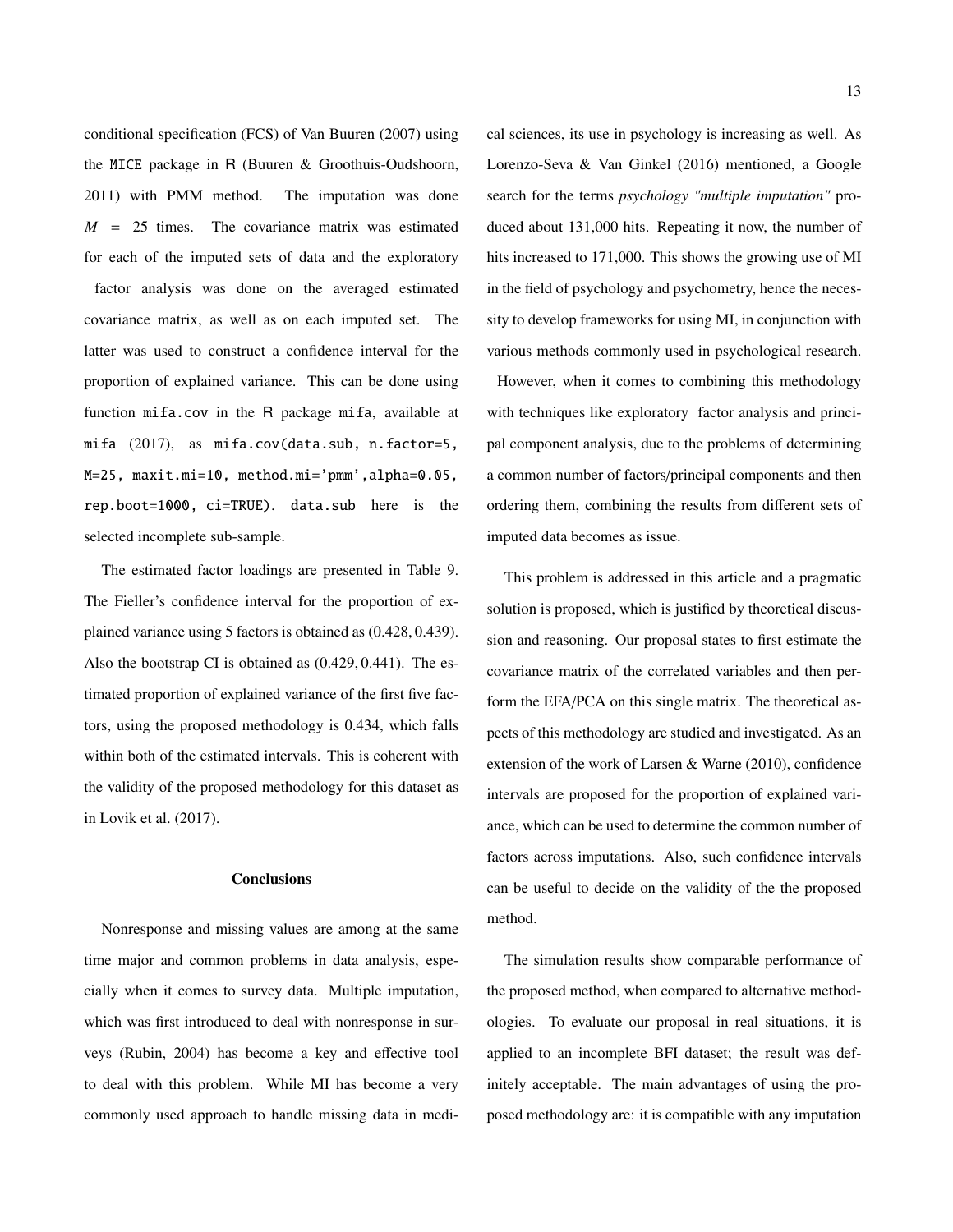conditional specification (FCS) of Van Buuren (2007) using the `MICE` package in R (Buuren & Groothuis-Oudshoorn, 2011) with PMM method. The imputation was done $M = 25$ times. The covariance matrix was estimated for each of the imputed sets of data and the exploratory factor analysis was done on the averaged estimated covariance matrix, as well as on each imputed set. The latter was used to construct a confidence interval for the proportion of explained variance. This can be done using function `mifa.cov` in the R package `mifa`, available at `mifa` (2017), as `mifa.cov(data.sub, n.factor=5, M=25, maxit.mi=10, method.mi='pmm',alpha=0.05, rep.boot=1000, ci=TRUE)`. `data.sub` here is the selected incomplete sub-sample.

The estimated factor loadings are presented in Table 9. The Fieller's confidence interval for the proportion of explained variance using 5 factors is obtained as $(0.428, 0.439)$. Also the bootstrap CI is obtained as $(0.429, 0.441)$. The estimated proportion of explained variance of the first five factors, using the proposed methodology is 0.434, which falls within both of the estimated intervals. This is coherent with the validity of the proposed methodology for this dataset as in Lovik et al. (2017).

## Conclusions

Nonresponse and missing values are among at the same time major and common problems in data analysis, especially when it comes to survey data. Multiple imputation, which was first introduced to deal with nonresponse in surveys (Rubin, 2004) has become a key and effective tool to deal with this problem. While MI has become a very commonly used approach to handle missing data in medical sciences, its use in psychology is increasing as well. As Lorenzo-Seva & Van Ginkel (2016) mentioned, a Google search for the terms *psychology "multiple imputation"* produced about 131,000 hits. Repeating it now, the number of hits increased to 171,000. This shows the growing use of MI in the field of psychology and psychometry, hence the necessity to develop frameworks for using MI, in conjunction with various methods commonly used in psychological research. However, when it comes to combining this methodology with techniques like exploratory factor analysis and principal component analysis, due to the problems of determining a common number of factors/principal components and then ordering them, combining the results from different sets of imputed data becomes as issue.

This problem is addressed in this article and a pragmatic solution is proposed, which is justified by theoretical discussion and reasoning. Our proposal states to first estimate the covariance matrix of the correlated variables and then perform the EFA/PCA on this single matrix. The theoretical aspects of this methodology are studied and investigated. As an extension of the work of Larsen & Warne (2010), confidence intervals are proposed for the proportion of explained variance, which can be used to determine the common number of factors across imputations. Also, such confidence intervals can be useful to decide on the validity of the the proposed method.

The simulation results show comparable performance of the proposed method, when compared to alternative methodologies. To evaluate our proposal in real situations, it is applied to an incomplete BFI dataset; the result was definitely acceptable. The main advantages of using the proposed methodology are: it is compatible with any imputation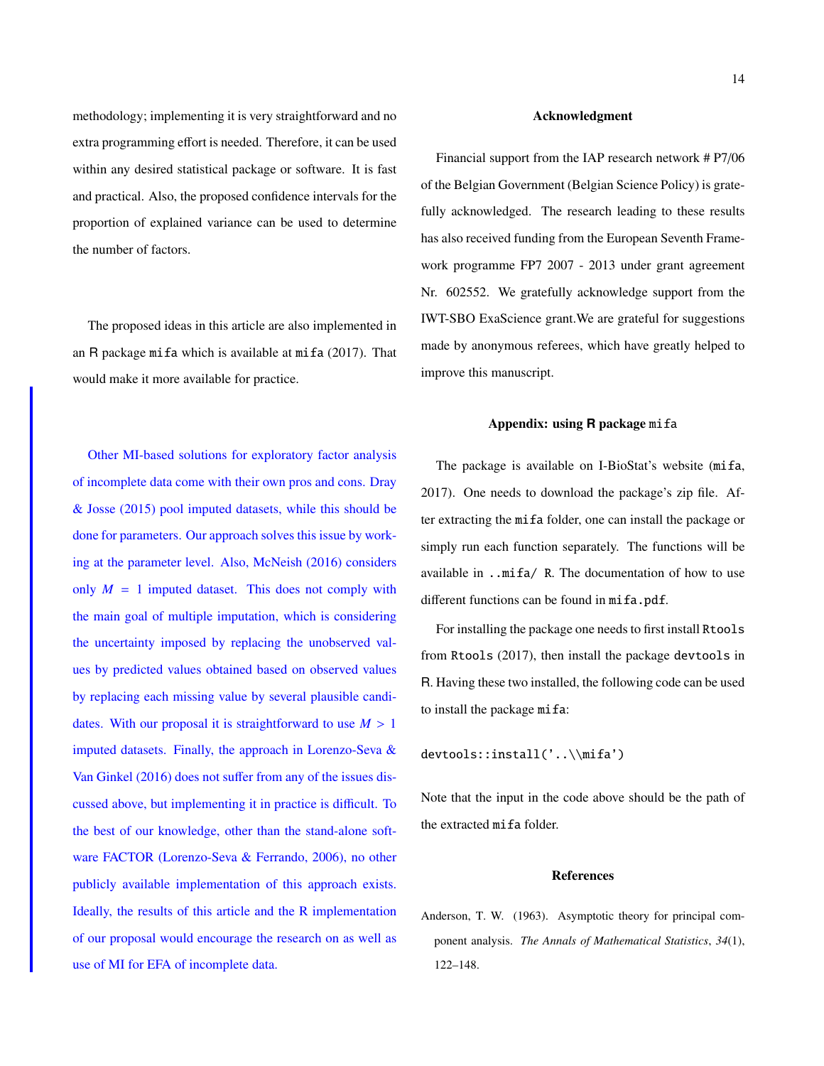methodology; implementing it is very straightforward and no extra programming effort is needed. Therefore, it can be used within any desired statistical package or software. It is fast and practical. Also, the proposed confidence intervals for the proportion of explained variance can be used to determine the number of factors.

The proposed ideas in this article are also implemented in an R package `mifa` which is available at `mifa` (2017). That would make it more available for practice.

Other MI-based solutions for exploratory factor analysis of incomplete data come with their own pros and cons. Dray & Josse (2015) pool imputed datasets, while this should be done for parameters. Our approach solves this issue by working at the parameter level. Also, McNeish (2016) considers only $M = 1$ imputed dataset. This does not comply with the main goal of multiple imputation, which is considering the uncertainty imposed by replacing the unobserved values by predicted values obtained based on observed values by replacing each missing value by several plausible candidates. With our proposal it is straightforward to use $M > 1$ imputed datasets. Finally, the approach in Lorenzo-Seva & Van Ginkel (2016) does not suffer from any of the issues discussed above, but implementing it in practice is difficult. To the best of our knowledge, other than the stand-alone software FACTOR (Lorenzo-Seva & Ferrando, 2006), no other publicly available implementation of this approach exists. Ideally, the results of this article and the R implementation of our proposal would encourage the research on as well as use of MI for EFA of incomplete data.

## Acknowledgment

Financial support from the IAP research network # P7/06 of the Belgian Government (Belgian Science Policy) is gratefully acknowledged. The research leading to these results has also received funding from the European Seventh Framework programme FP7 2007 - 2013 under grant agreement Nr. 602552. We gratefully acknowledge support from the IWT-SBO ExaScience grant.We are grateful for suggestions made by anonymous referees, which have greatly helped to improve this manuscript.

## Appendix: using R package `mifa`

The package is available on I-BioStat's website (`mifa`, 2017). One needs to download the package's zip file. After extracting the `mifa` folder, one can install the package or simply run each function separately. The functions will be available in `..mifa/ R`. The documentation of how to use different functions can be found in `mifa.pdf`.

For installing the package one needs to first install `Rtools` from `Rtools` (2017), then install the package `devtools` in R. Having these two installed, the following code can be used to install the package `mifa`:

```
devtools::install('..\\mifa')
```

Note that the input in the code above should be the path of the extracted `mifa` folder.

## References

Anderson, T. W. (1963). Asymptotic theory for principal component analysis. *The Annals of Mathematical Statistics*, *34*(1), 122–148.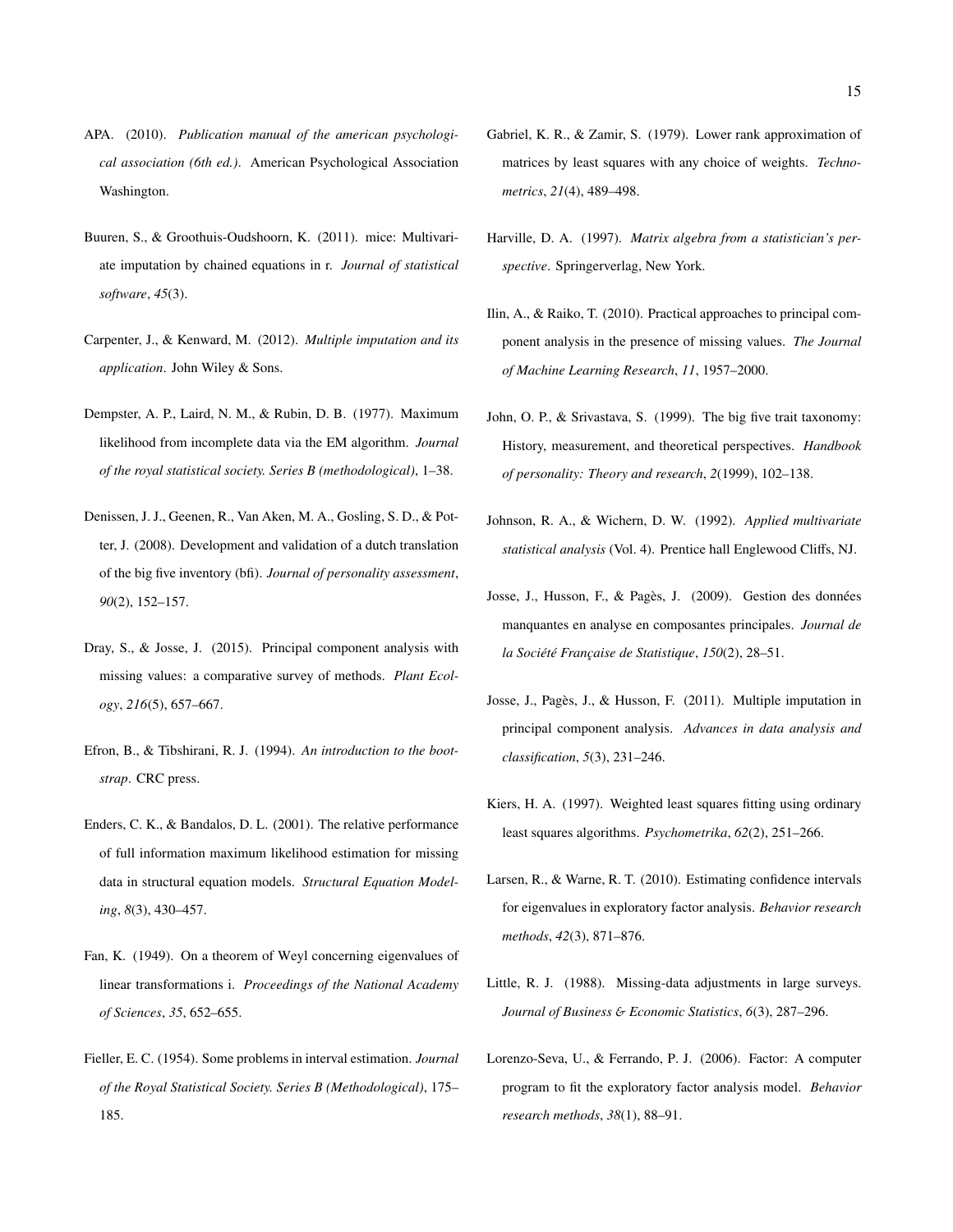APA. (2010). *Publication manual of the american psychological association (6th ed.)*. American Psychological Association Washington.

Buuren, S., & Groothuis-Oudshoorn, K. (2011). mice: Multivariate imputation by chained equations in r. *Journal of statistical software*, *45*(3).

Carpenter, J., & Kenward, M. (2012). *Multiple imputation and its application*. John Wiley & Sons.

Dempster, A. P., Laird, N. M., & Rubin, D. B. (1977). Maximum likelihood from incomplete data via the EM algorithm. *Journal of the royal statistical society. Series B (methodological)*, 1–38.

Denissen, J. J., Geenen, R., Van Aken, M. A., Gosling, S. D., & Potter, J. (2008). Development and validation of a dutch translation of the big five inventory (bfi). *Journal of personality assessment*, *90*(2), 152–157.

Dray, S., & Josse, J. (2015). Principal component analysis with missing values: a comparative survey of methods. *Plant Ecology*, *216*(5), 657–667.

Efron, B., & Tibshirani, R. J. (1994). *An introduction to the bootstrap*. CRC press.

Enders, C. K., & Bandalos, D. L. (2001). The relative performance of full information maximum likelihood estimation for missing data in structural equation models. *Structural Equation Modeling*, *8*(3), 430–457.

Fan, K. (1949). On a theorem of Weyl concerning eigenvalues of linear transformations i. *Proceedings of the National Academy of Sciences*, *35*, 652–655.

Fieller, E. C. (1954). Some problems in interval estimation. *Journal of the Royal Statistical Society. Series B (Methodological)*, 175–185.

Gabriel, K. R., & Zamir, S. (1979). Lower rank approximation of matrices by least squares with any choice of weights. *Technometrics*, *21*(4), 489–498.

Harville, D. A. (1997). *Matrix algebra from a statistician's perspective*. Springerverlag, New York.

Ilin, A., & Raiko, T. (2010). Practical approaches to principal component analysis in the presence of missing values. *The Journal of Machine Learning Research*, *11*, 1957–2000.

John, O. P., & Srivastava, S. (1999). The big five trait taxonomy: History, measurement, and theoretical perspectives. *Handbook of personality: Theory and research*, *2*(1999), 102–138.

Johnson, R. A., & Wichern, D. W. (1992). *Applied multivariate statistical analysis* (Vol. 4). Prentice hall Englewood Cliffs, NJ.

Josse, J., Husson, F., & Pagès, J. (2009). Gestion des données manquantes en analyse en composantes principales. *Journal de la Société Française de Statistique*, *150*(2), 28–51.

Josse, J., Pagès, J., & Husson, F. (2011). Multiple imputation in principal component analysis. *Advances in data analysis and classification*, *5*(3), 231–246.

Kiers, H. A. (1997). Weighted least squares fitting using ordinary least squares algorithms. *Psychometrika*, *62*(2), 251–266.

Larsen, R., & Warne, R. T. (2010). Estimating confidence intervals for eigenvalues in exploratory factor analysis. *Behavior research methods*, *42*(3), 871–876.

Little, R. J. (1988). Missing-data adjustments in large surveys. *Journal of Business & Economic Statistics*, *6*(3), 287–296.

Lorenzo-Seva, U., & Ferrando, P. J. (2006). Factor: A computer program to fit the exploratory factor analysis model. *Behavior research methods*, *38*(1), 88–91.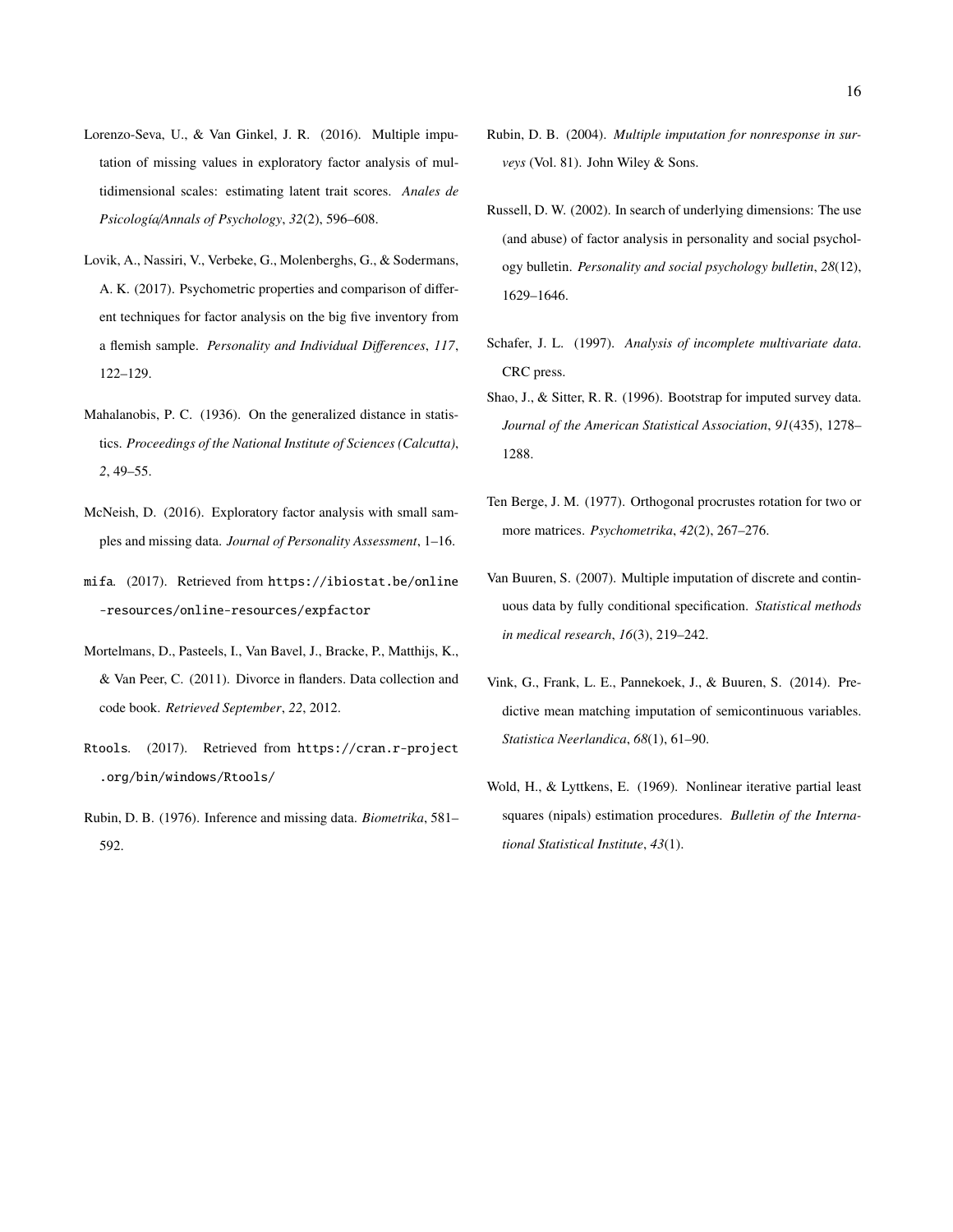Lorenzo-Seva, U., & Van Ginkel, J. R. (2016). Multiple imputation of missing values in exploratory factor analysis of multidimensional scales: estimating latent trait scores. *Anales de Psicología/Annals of Psychology*, *32*(2), 596–608.

Lovik, A., Nassiri, V., Verbeke, G., Molenberghs, G., & Sodermans, A. K. (2017). Psychometric properties and comparison of different techniques for factor analysis on the big five inventory from a flemish sample. *Personality and Individual Differences*, *117*, 122–129.

Mahalanobis, P. C. (1936). On the generalized distance in statistics. *Proceedings of the National Institute of Sciences (Calcutta)*, *2*, 49–55.

McNeish, D. (2016). Exploratory factor analysis with small samples and missing data. *Journal of Personality Assessment*, 1–16.

`mifa`. (2017). Retrieved from `https://ibiostat.be/online-resources/online-resources/expfactor`

Mortelmans, D., Pasteels, I., Van Bavel, J., Bracke, P., Matthijs, K., & Van Peer, C. (2011). Divorce in flanders. Data collection and code book. *Retrieved September*, *22*, 2012.

`Rtools`. (2017). Retrieved from `https://cran.r-project.org/bin/windows/Rtools/`

Rubin, D. B. (1976). Inference and missing data. *Biometrika*, 581–592.

Rubin, D. B. (2004). *Multiple imputation for nonresponse in surveys* (Vol. 81). John Wiley & Sons.

Russell, D. W. (2002). In search of underlying dimensions: The use (and abuse) of factor analysis in personality and social psychology bulletin. *Personality and social psychology bulletin*, *28*(12), 1629–1646.

Schafer, J. L. (1997). *Analysis of incomplete multivariate data*. CRC press.

Shao, J., & Sitter, R. R. (1996). Bootstrap for imputed survey data. *Journal of the American Statistical Association*, *91*(435), 1278–1288.

Ten Berge, J. M. (1977). Orthogonal procrustes rotation for two or more matrices. *Psychometrika*, *42*(2), 267–276.

Van Buuren, S. (2007). Multiple imputation of discrete and continuous data by fully conditional specification. *Statistical methods in medical research*, *16*(3), 219–242.

Vink, G., Frank, L. E., Pannekoek, J., & Buuren, S. (2014). Predictive mean matching imputation of semicontinuous variables. *Statistica Neerlandica*, *68*(1), 61–90.

Wold, H., & Lyttkens, E. (1969). Nonlinear iterative partial least squares (nipals) estimation procedures. *Bulletin of the International Statistical Institute*, *43*(1).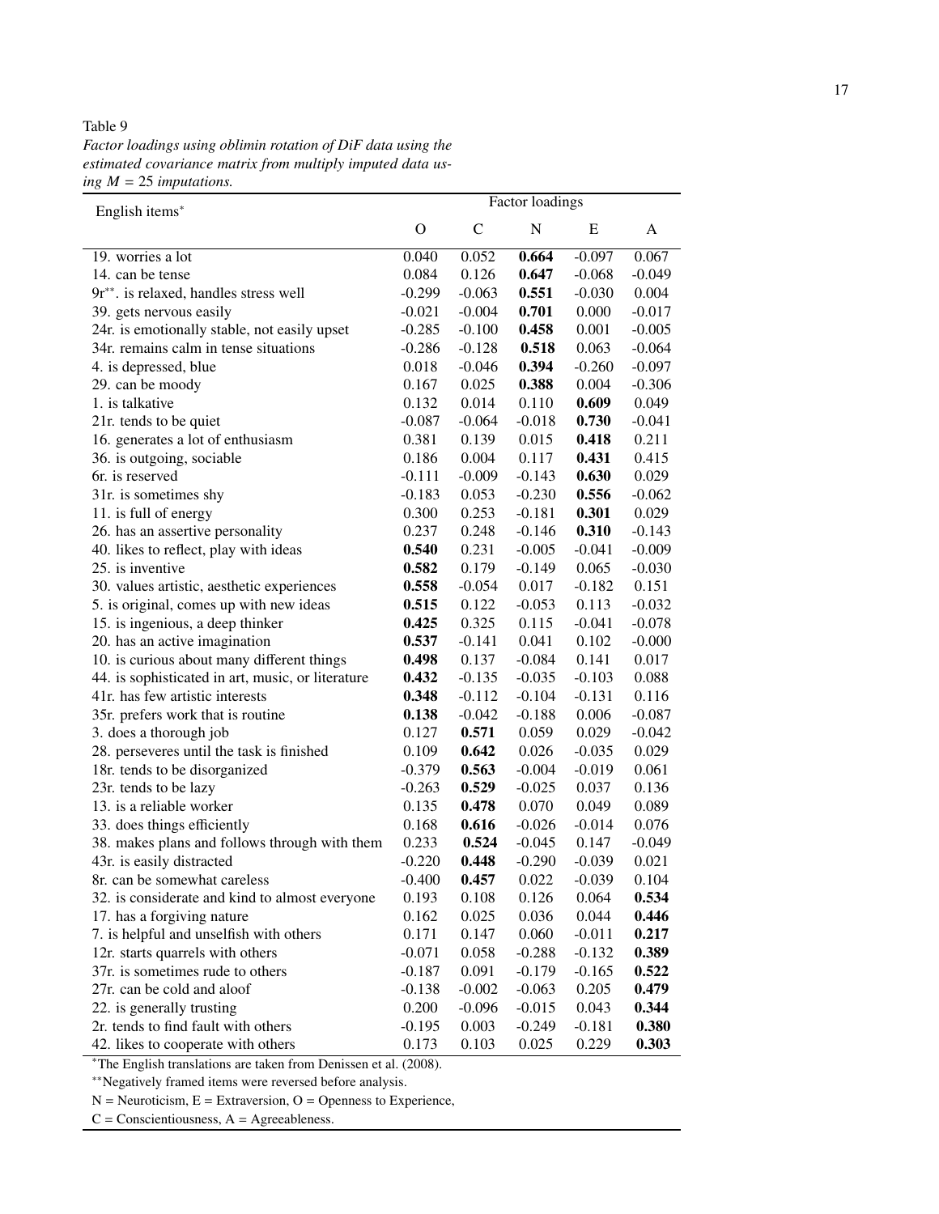Table 9

*Factor loadings using oblimin rotation of DiF data using the estimated covariance matrix from multiply imputed data using $M = 25$ imputations.*

| English items* | Factor loadings | | | | |
|---|---|---|---|---|---|
| | O | C | N | E | A |
| 19. worries a lot | 0.040 | 0.052 | **0.664** | -0.097 | 0.067 |
| 14. can be tense | 0.084 | 0.126 | **0.647** | -0.068 | -0.049 |
| 9r**. is relaxed, handles stress well | -0.299 | -0.063 | **0.551** | -0.030 | 0.004 |
| 39. gets nervous easily | -0.021 | -0.004 | **0.701** | 0.000 | -0.017 |
| 24r. is emotionally stable, not easily upset | -0.285 | -0.100 | **0.458** | 0.001 | -0.005 |
| 34r. remains calm in tense situations | -0.286 | -0.128 | **0.518** | 0.063 | -0.064 |
| 4. is depressed, blue | 0.018 | -0.046 | **0.394** | -0.260 | -0.097 |
| 29. can be moody | 0.167 | 0.025 | **0.388** | 0.004 | -0.306 |
| 1. is talkative | 0.132 | 0.014 | 0.110 | **0.609** | 0.049 |
| 21r. tends to be quiet | -0.087 | -0.064 | -0.018 | **0.730** | -0.041 |
| 16. generates a lot of enthusiasm | 0.381 | 0.139 | 0.015 | **0.418** | 0.211 |
| 36. is outgoing, sociable | 0.186 | 0.004 | 0.117 | **0.431** | 0.415 |
| 6r. is reserved | -0.111 | -0.009 | -0.143 | **0.630** | 0.029 |
| 31r. is sometimes shy | -0.183 | 0.053 | -0.230 | **0.556** | -0.062 |
| 11. is full of energy | 0.300 | 0.253 | -0.181 | **0.301** | 0.029 |
| 26. has an assertive personality | 0.237 | 0.248 | -0.146 | **0.310** | -0.143 |
| 40. likes to reflect, play with ideas | **0.540** | 0.231 | -0.005 | -0.041 | -0.009 |
| 25. is inventive | **0.582** | 0.179 | -0.149 | 0.065 | -0.030 |
| 30. values artistic, aesthetic experiences | **0.558** | -0.054 | 0.017 | -0.182 | 0.151 |
| 5. is original, comes up with new ideas | **0.515** | 0.122 | -0.053 | 0.113 | -0.032 |
| 15. is ingenious, a deep thinker | **0.425** | 0.325 | 0.115 | -0.041 | -0.078 |
| 20. has an active imagination | **0.537** | -0.141 | 0.041 | 0.102 | -0.000 |
| 10. is curious about many different things | **0.498** | 0.137 | -0.084 | 0.141 | 0.017 |
| 44. is sophisticated in art, music, or literature | **0.432** | -0.135 | -0.035 | -0.103 | 0.088 |
| 41r. has few artistic interests | **0.348** | -0.112 | -0.104 | -0.131 | 0.116 |
| 35r. prefers work that is routine | **0.138** | -0.042 | -0.188 | 0.006 | -0.087 |
| 3. does a thorough job | 0.127 | **0.571** | 0.059 | 0.029 | -0.042 |
| 28. perseveres until the task is finished | 0.109 | **0.642** | 0.026 | -0.035 | 0.029 |
| 18r. tends to be disorganized | -0.379 | **0.563** | -0.004 | -0.019 | 0.061 |
| 23r. tends to be lazy | -0.263 | **0.529** | -0.025 | 0.037 | 0.136 |
| 13. is a reliable worker | 0.135 | **0.478** | 0.070 | 0.049 | 0.089 |
| 33. does things efficiently | 0.168 | **0.616** | -0.026 | -0.014 | 0.076 |
| 38. makes plans and follows through with them | 0.233 | **0.524** | -0.045 | 0.147 | -0.049 |
| 43r. is easily distracted | -0.220 | **0.448** | -0.290 | -0.039 | 0.021 |
| 8r. can be somewhat careless | -0.400 | **0.457** | 0.022 | -0.039 | 0.104 |
| 32. is considerate and kind to almost everyone | 0.193 | 0.108 | 0.126 | 0.064 | **0.534** |
| 17. has a forgiving nature | 0.162 | 0.025 | 0.036 | 0.044 | **0.446** |
| 7. is helpful and unselfish with others | 0.171 | 0.147 | 0.060 | -0.011 | **0.217** |
| 12r. starts quarrels with others | -0.071 | 0.058 | -0.288 | -0.132 | **0.389** |
| 37r. is sometimes rude to others | -0.187 | 0.091 | -0.179 | -0.165 | **0.522** |
| 27r. can be cold and aloof | -0.138 | -0.002 | -0.063 | 0.205 | **0.479** |
| 22. is generally trusting | 0.200 | -0.096 | -0.015 | 0.043 | **0.344** |
| 2r. tends to find fault with others | -0.195 | 0.003 | -0.249 | -0.181 | **0.380** |
| 42. likes to cooperate with others | 0.173 | 0.103 | 0.025 | 0.229 | **0.303** |

*The English translations are taken from Denissen et al. (2008).

**Negatively framed items were reversed before analysis.

N = Neuroticism, E = Extraversion, O = Openness to Experience,

C = Conscientiousness, A = Agreeableness.